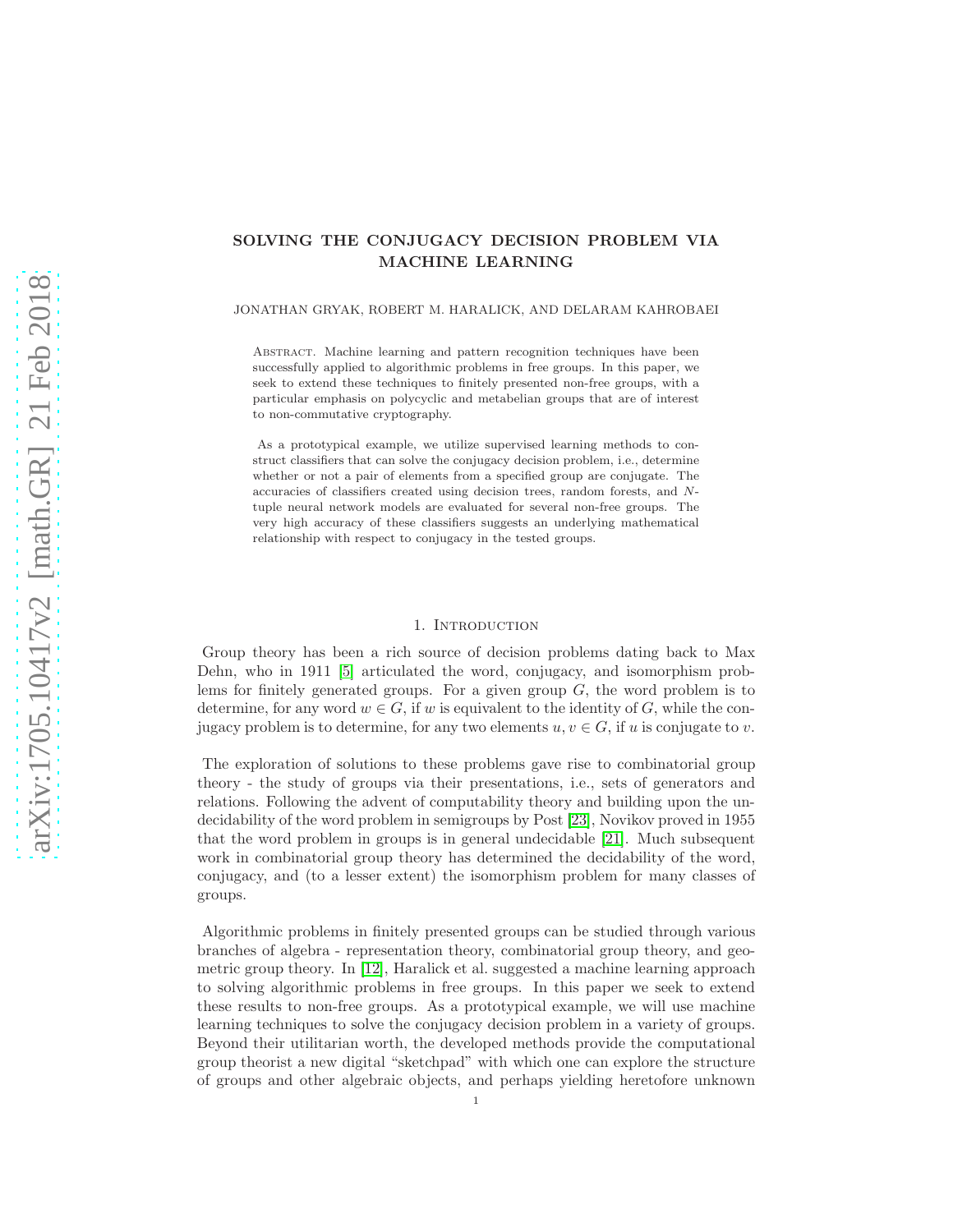# SOLVING THE CONJUGACY DECISION PROBLEM VIA MACHINE LEARNING

JONATHAN GRYAK, ROBERT M. HARALICK, AND DELARAM KAHROBAEI

Abstract. Machine learning and pattern recognition techniques have been successfully applied to algorithmic problems in free groups. In this paper, we seek to extend these techniques to finitely presented non-free groups, with a particular emphasis on polycyclic and metabelian groups that are of interest to non-commutative cryptography.

As a prototypical example, we utilize supervised learning methods to construct classifiers that can solve the conjugacy decision problem, i.e., determine whether or not a pair of elements from a specified group are conjugate. The accuracies of classifiers created using decision trees, random forests, and $N$-tuple neural network models are evaluated for several non-free groups. The very high accuracy of these classifiers suggests an underlying mathematical relationship with respect to conjugacy in the tested groups.

## 1. Introduction

Group theory has been a rich source of decision problems dating back to Max Dehn, who in 1911 [5] articulated the word, conjugacy, and isomorphism problems for finitely generated groups. For a given group $G$, the word problem is to determine, for any word $w \in G$, if $w$ is equivalent to the identity of $G$, while the conjugacy problem is to determine, for any two elements $u, v \in G$, if $u$ is conjugate to $v$.

The exploration of solutions to these problems gave rise to combinatorial group theory - the study of groups via their presentations, i.e., sets of generators and relations. Following the advent of computability theory and building upon the undecidability of the word problem in semigroups by Post [23], Novikov proved in 1955 that the word problem in groups is in general undecidable [21]. Much subsequent work in combinatorial group theory has determined the decidability of the word, conjugacy, and (to a lesser extent) the isomorphism problem for many classes of groups.

Algorithmic problems in finitely presented groups can be studied through various branches of algebra - representation theory, combinatorial group theory, and geometric group theory. In [12], Haralick et al. suggested a machine learning approach to solving algorithmic problems in free groups. In this paper we seek to extend these results to non-free groups. As a prototypical example, we will use machine learning techniques to solve the conjugacy decision problem in a variety of groups. Beyond their utilitarian worth, the developed methods provide the computational group theorist a new digital "sketchpad" with which one can explore the structure of groups and other algebraic objects, and perhaps yielding heretofore unknown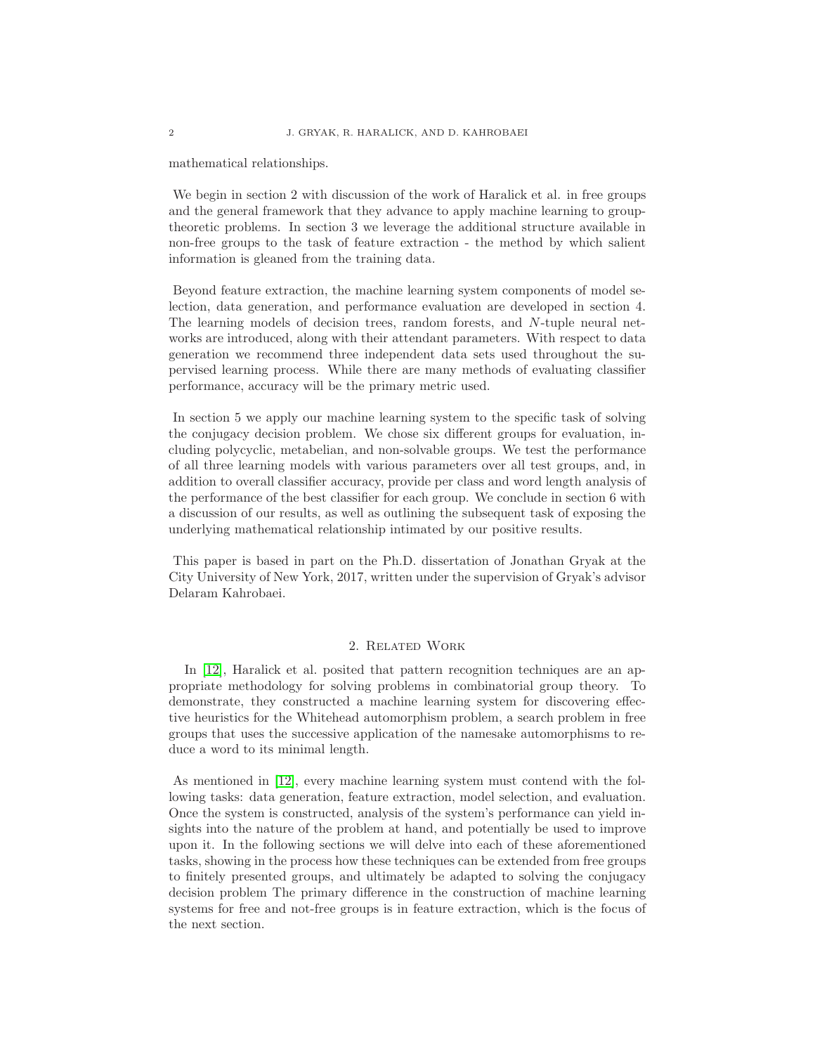mathematical relationships.

We begin in section 2 with discussion of the work of Haralick et al. in free groups and the general framework that they advance to apply machine learning to group-theoretic problems. In section 3 we leverage the additional structure available in non-free groups to the task of feature extraction - the method by which salient information is gleaned from the training data.

Beyond feature extraction, the machine learning system components of model selection, data generation, and performance evaluation are developed in section 4. The learning models of decision trees, random forests, and $N$-tuple neural networks are introduced, along with their attendant parameters. With respect to data generation we recommend three independent data sets used throughout the supervised learning process. While there are many methods of evaluating classifier performance, accuracy will be the primary metric used.

In section 5 we apply our machine learning system to the specific task of solving the conjugacy decision problem. We chose six different groups for evaluation, including polycyclic, metabelian, and non-solvable groups. We test the performance of all three learning models with various parameters over all test groups, and, in addition to overall classifier accuracy, provide per class and word length analysis of the performance of the best classifier for each group. We conclude in section 6 with a discussion of our results, as well as outlining the subsequent task of exposing the underlying mathematical relationship intimated by our positive results.

This paper is based in part on the Ph.D. dissertation of Jonathan Gryak at the City University of New York, 2017, written under the supervision of Gryak's advisor Delaram Kahrobaei.

## 2. Related Work

In [12], Haralick et al. posited that pattern recognition techniques are an appropriate methodology for solving problems in combinatorial group theory. To demonstrate, they constructed a machine learning system for discovering effective heuristics for the Whitehead automorphism problem, a search problem in free groups that uses the successive application of the namesake automorphisms to reduce a word to its minimal length.

As mentioned in [12], every machine learning system must contend with the following tasks: data generation, feature extraction, model selection, and evaluation. Once the system is constructed, analysis of the system's performance can yield insights into the nature of the problem at hand, and potentially be used to improve upon it. In the following sections we will delve into each of these aforementioned tasks, showing in the process how these techniques can be extended from free groups to finitely presented groups, and ultimately be adapted to solving the conjugacy decision problem The primary difference in the construction of machine learning systems for free and not-free groups is in feature extraction, which is the focus of the next section.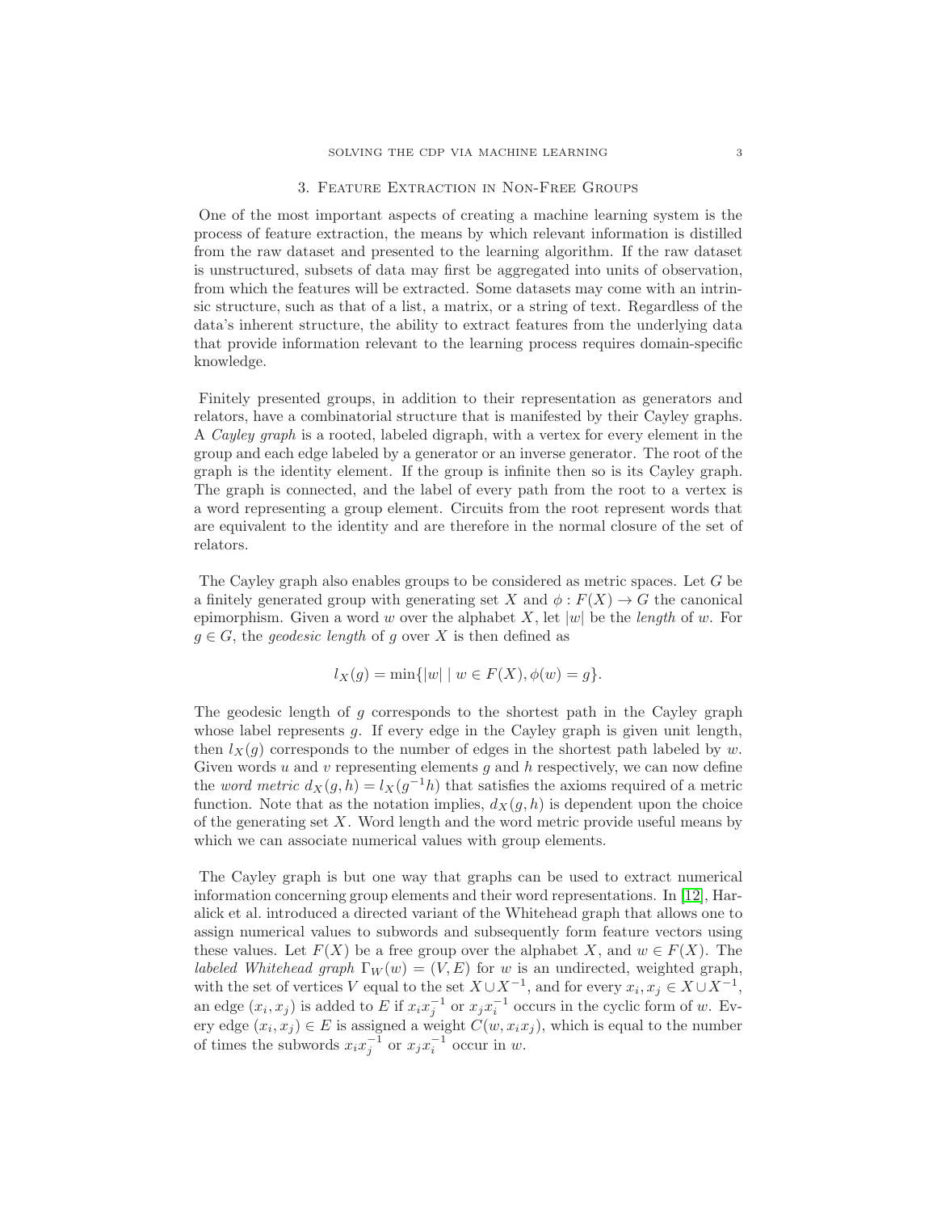## 3. Feature Extraction in Non-Free Groups

One of the most important aspects of creating a machine learning system is the process of feature extraction, the means by which relevant information is distilled from the raw dataset and presented to the learning algorithm. If the raw dataset is unstructured, subsets of data may first be aggregated into units of observation, from which the features will be extracted. Some datasets may come with an intrinsic structure, such as that of a list, a matrix, or a string of text. Regardless of the data's inherent structure, the ability to extract features from the underlying data that provide information relevant to the learning process requires domain-specific knowledge.

Finitely presented groups, in addition to their representation as generators and relators, have a combinatorial structure that is manifested by their Cayley graphs. A *Cayley graph* is a rooted, labeled digraph, with a vertex for every element in the group and each edge labeled by a generator or an inverse generator. The root of the graph is the identity element. If the group is infinite then so is its Cayley graph. The graph is connected, and the label of every path from the root to a vertex is a word representing a group element. Circuits from the root represent words that are equivalent to the identity and are therefore in the normal closure of the set of relators.

The Cayley graph also enables groups to be considered as metric spaces. Let $G$ be a finitely generated group with generating set $X$ and $\phi : F(X) \to G$ the canonical epimorphism. Given a word $w$ over the alphabet $X$, let $|w|$ be the *length* of $w$. For $g \in G$, the *geodesic length* of $g$ over $X$ is then defined as

$$l_X(g) = \min\{|w| \mid w \in F(X), \phi(w) = g\}.$$

The geodesic length of $g$ corresponds to the shortest path in the Cayley graph whose label represents $g$. If every edge in the Cayley graph is given unit length, then $l_X(g)$ corresponds to the number of edges in the shortest path labeled by $w$. Given words $u$ and $v$ representing elements $g$ and $h$ respectively, we can now define the *word metric* $d_X(g,h) = l_X(g^{-1}h)$ that satisfies the axioms required of a metric function. Note that as the notation implies, $d_X(g,h)$ is dependent upon the choice of the generating set $X$. Word length and the word metric provide useful means by which we can associate numerical values with group elements.

The Cayley graph is but one way that graphs can be used to extract numerical information concerning group elements and their word representations. In [12], Haralick et al. introduced a directed variant of the Whitehead graph that allows one to assign numerical values to subwords and subsequently form feature vectors using these values. Let $F(X)$ be a free group over the alphabet $X$, and $w \in F(X)$. The *labeled Whitehead graph* $\Gamma_W(w) = (V, E)$ for $w$ is an undirected, weighted graph, with the set of vertices $V$ equal to the set $X \cup X^{-1}$, and for every $x_i, x_j \in X \cup X^{-1}$, an edge $(x_i, x_j)$ is added to $E$ if $x_i x_j^{-1}$ or $x_j x_i^{-1}$ occurs in the cyclic form of $w$. Every edge $(x_i, x_j) \in E$ is assigned a weight $C(w, x_i x_j)$, which is equal to the number of times the subwords $x_i x_j^{-1}$ or $x_j x_i^{-1}$ occur in $w$.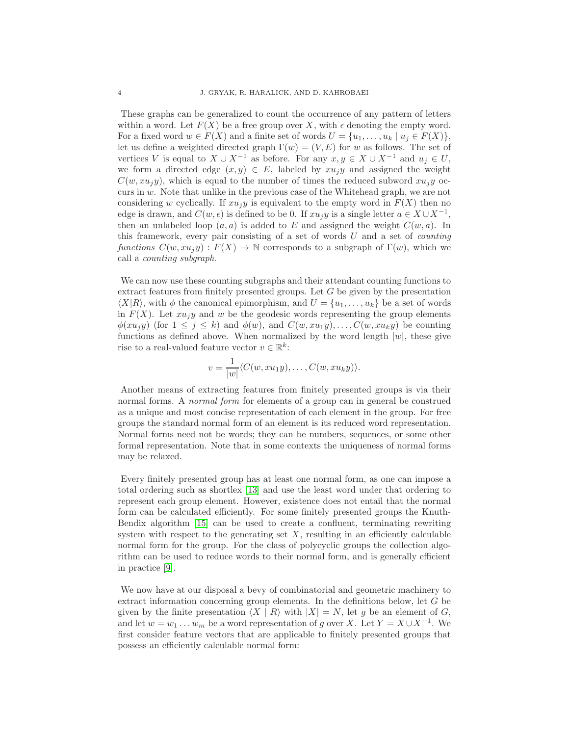These graphs can be generalized to count the occurrence of any pattern of letters within a word. Let $F(X)$ be a free group over $X$, with $\epsilon$ denoting the empty word. For a fixed word $w \in F(X)$ and a finite set of words $U = \{u_1, \ldots, u_k \mid u_j \in F(X)\}$, let us define a weighted directed graph $\Gamma(w) = (V, E)$ for $w$ as follows. The set of vertices $V$ is equal to $X \cup X^{-1}$ as before. For any $x, y \in X \cup X^{-1}$ and $u_j \in U$, we form a directed edge $(x, y) \in E$, labeled by $xu_jy$ and assigned the weight $C(w, xu_jy)$, which is equal to the number of times the reduced subword $xu_jy$ occurs in $w$. Note that unlike in the previous case of the Whitehead graph, we are not considering $w$ cyclically. If $xu_jy$ is equivalent to the empty word in $F(X)$ then no edge is drawn, and $C(w, \epsilon)$ is defined to be 0. If $xu_jy$ is a single letter $a \in X \cup X^{-1}$, then an unlabeled loop $(a, a)$ is added to $E$ and assigned the weight $C(w, a)$. In this framework, every pair consisting of a set of words $U$ and a set of *counting functions* $C(w, xu_jy) : F(X) \to \mathbb{N}$ corresponds to a subgraph of $\Gamma(w)$, which we call a *counting subgraph*.

We can now use these counting subgraphs and their attendant counting functions to extract features from finitely presented groups. Let $G$ be given by the presentation $\langle X|R\rangle$, with $\phi$ the canonical epimorphism, and $U = \{u_1, \ldots, u_k\}$ be a set of words in $F(X)$. Let $xu_jy$ and $w$ be the geodesic words representing the group elements $\phi(xu_jy)$ (for $1 \leq j \leq k$) and $\phi(w)$, and $C(w, xu_1y), \ldots, C(w, xu_ky)$ be counting functions as defined above. When normalized by the word length $|w|$, these give rise to a real-valued feature vector $v \in \mathbb{R}^k$:

$$v = \frac{1}{|w|}\langle C(w, xu_1y), \ldots, C(w, xu_ky)\rangle.$$

Another means of extracting features from finitely presented groups is via their normal forms. A *normal form* for elements of a group can in general be construed as a unique and most concise representation of each element in the group. For free groups the standard normal form of an element is its reduced word representation. Normal forms need not be words; they can be numbers, sequences, or some other formal representation. Note that in some contexts the uniqueness of normal forms may be relaxed.

Every finitely presented group has at least one normal form, as one can impose a total ordering such as shortlex [13] and use the least word under that ordering to represent each group element. However, existence does not entail that the normal form can be calculated efficiently. For some finitely presented groups the Knuth-Bendix algorithm [15] can be used to create a confluent, terminating rewriting system with respect to the generating set $X$, resulting in an efficiently calculable normal form for the group. For the class of polycyclic groups the collection algorithm can be used to reduce words to their normal form, and is generally efficient in practice [9].

We now have at our disposal a bevy of combinatorial and geometric machinery to extract information concerning group elements. In the definitions below, let $G$ be given by the finite presentation $\langle X \mid R\rangle$ with $|X| = N$, let $g$ be an element of $G$, and let $w = w_1 \ldots w_m$ be a word representation of $g$ over $X$. Let $Y = X \cup X^{-1}$. We first consider feature vectors that are applicable to finitely presented groups that possess an efficiently calculable normal form: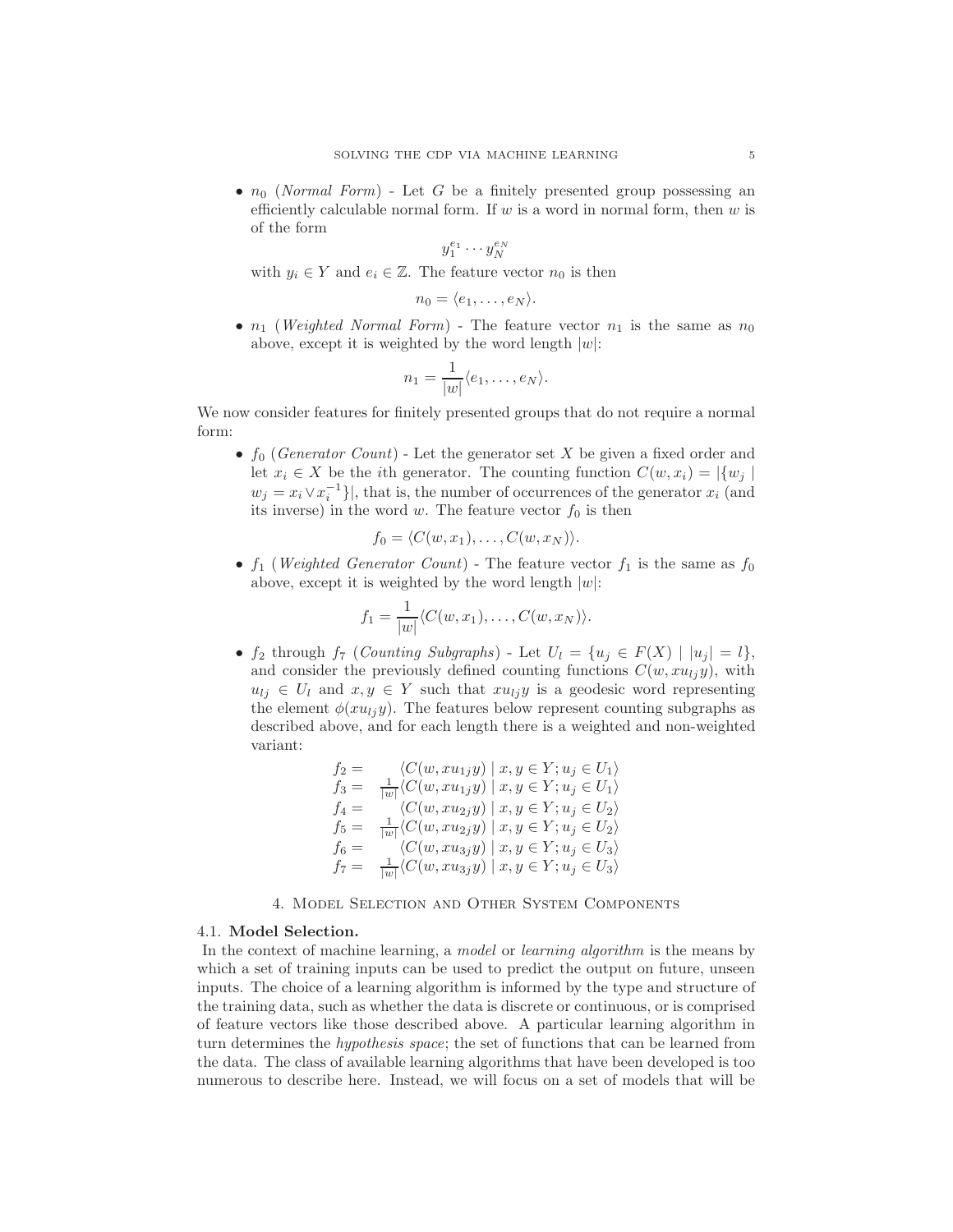- $n_0$ (*Normal Form*) - Let $G$ be a finitely presented group possessing an efficiently calculable normal form. If $w$ is a word in normal form, then $w$ is of the form

$$y_1^{e_1} \cdots y_N^{e_N}$$

with $y_i \in Y$ and $e_i \in \mathbb{Z}$. The feature vector $n_0$ is then

$$n_0 = \langle e_1, \ldots, e_N \rangle.$$

- $n_1$ (*Weighted Normal Form*) - The feature vector $n_1$ is the same as $n_0$ above, except it is weighted by the word length $|w|$:

$$n_1 = \frac{1}{|w|} \langle e_1, \ldots, e_N \rangle.$$

We now consider features for finitely presented groups that do not require a normal form:

- $f_0$ (*Generator Count*) - Let the generator set $X$ be given a fixed order and let $x_i \in X$ be the $i$th generator. The counting function $C(w, x_i) = |\{w_j \mid w_j = x_i \vee x_i^{-1}\}|$, that is, the number of occurrences of the generator $x_i$ (and its inverse) in the word $w$. The feature vector $f_0$ is then

$$f_0 = \langle C(w, x_1), \ldots, C(w, x_N) \rangle.$$

- $f_1$ (*Weighted Generator Count*) - The feature vector $f_1$ is the same as $f_0$ above, except it is weighted by the word length $|w|$:

$$f_1 = \frac{1}{|w|} \langle C(w, x_1), \ldots, C(w, x_N) \rangle.$$

- $f_2$ through $f_7$ (*Counting Subgraphs*) - Let $U_l = \{u_j \in F(X) \mid |u_j| = l\}$, and consider the previously defined counting functions $C(w, xu_{lj}y)$, with $u_{lj} \in U_l$ and $x, y \in Y$ such that $xu_{lj}y$ is a geodesic word representing the element $\phi(xu_{lj}y)$. The features below represent counting subgraphs as described above, and for each length there is a weighted and non-weighted variant:

$$\begin{aligned}
f_2 &= \quad \langle C(w, xu_{1j}y) \mid x, y \in Y; u_j \in U_1 \rangle \\
f_3 &= \tfrac{1}{|w|} \langle C(w, xu_{1j}y) \mid x, y \in Y; u_j \in U_1 \rangle \\
f_4 &= \quad \langle C(w, xu_{2j}y) \mid x, y \in Y; u_j \in U_2 \rangle \\
f_5 &= \tfrac{1}{|w|} \langle C(w, xu_{2j}y) \mid x, y \in Y; u_j \in U_2 \rangle \\
f_6 &= \quad \langle C(w, xu_{3j}y) \mid x, y \in Y; u_j \in U_3 \rangle \\
f_7 &= \tfrac{1}{|w|} \langle C(w, xu_{3j}y) \mid x, y \in Y; u_j \in U_3 \rangle
\end{aligned}$$

## 4. Model Selection and Other System Components

### 4.1. Model Selection.

In the context of machine learning, a *model* or *learning algorithm* is the means by which a set of training inputs can be used to predict the output on future, unseen inputs. The choice of a learning algorithm is informed by the type and structure of the training data, such as whether the data is discrete or continuous, or is comprised of feature vectors like those described above. A particular learning algorithm in turn determines the *hypothesis space*; the set of functions that can be learned from the data. The class of available learning algorithms that have been developed is too numerous to describe here. Instead, we will focus on a set of models that will be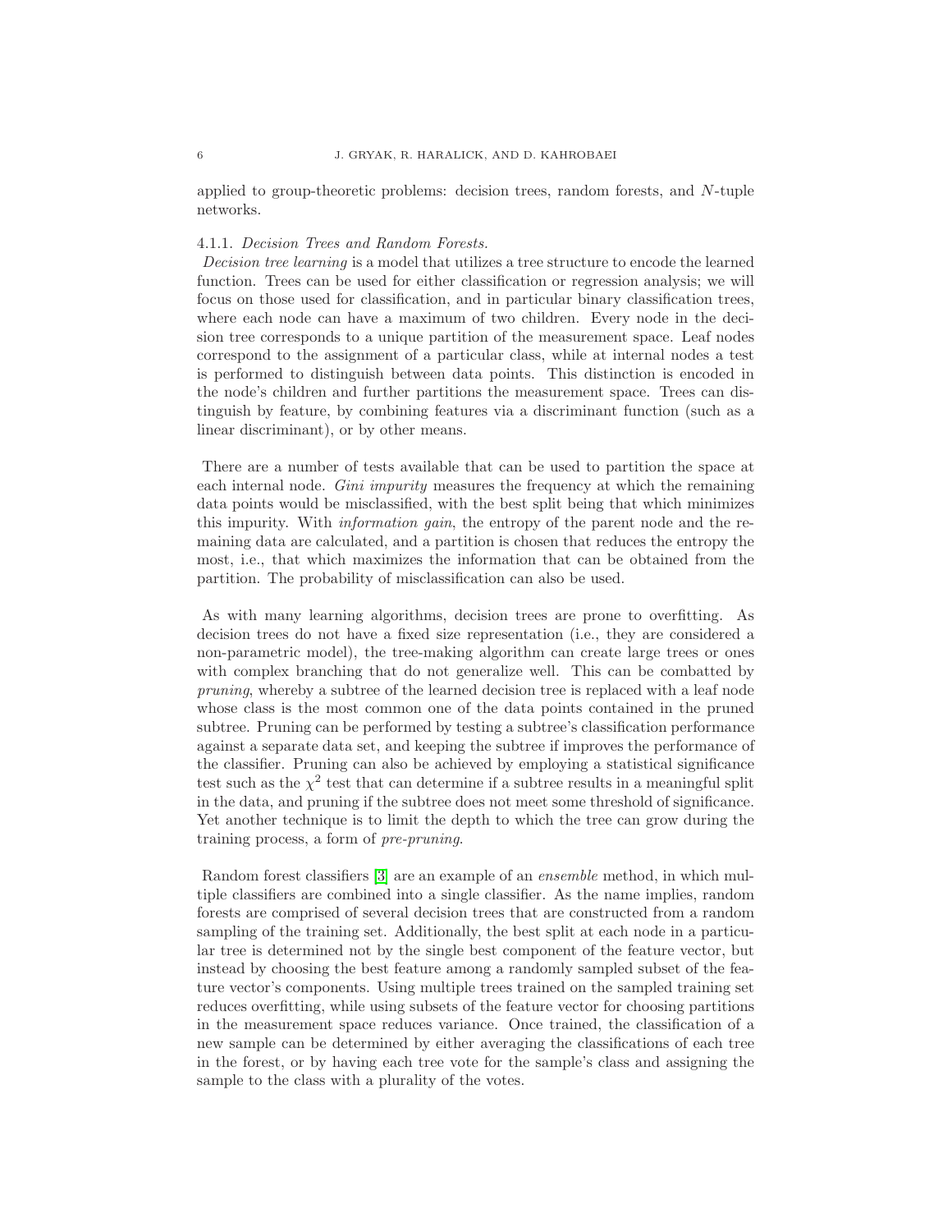applied to group-theoretic problems: decision trees, random forests, and $N$-tuple networks.

#### 4.1.1. *Decision Trees and Random Forests.*

*Decision tree learning* is a model that utilizes a tree structure to encode the learned function. Trees can be used for either classification or regression analysis; we will focus on those used for classification, and in particular binary classification trees, where each node can have a maximum of two children. Every node in the decision tree corresponds to a unique partition of the measurement space. Leaf nodes correspond to the assignment of a particular class, while at internal nodes a test is performed to distinguish between data points. This distinction is encoded in the node's children and further partitions the measurement space. Trees can distinguish by feature, by combining features via a discriminant function (such as a linear discriminant), or by other means.

There are a number of tests available that can be used to partition the space at each internal node. *Gini impurity* measures the frequency at which the remaining data points would be misclassified, with the best split being that which minimizes this impurity. With *information gain*, the entropy of the parent node and the remaining data are calculated, and a partition is chosen that reduces the entropy the most, i.e., that which maximizes the information that can be obtained from the partition. The probability of misclassification can also be used.

As with many learning algorithms, decision trees are prone to overfitting. As decision trees do not have a fixed size representation (i.e., they are considered a non-parametric model), the tree-making algorithm can create large trees or ones with complex branching that do not generalize well. This can be combatted by *pruning*, whereby a subtree of the learned decision tree is replaced with a leaf node whose class is the most common one of the data points contained in the pruned subtree. Pruning can be performed by testing a subtree's classification performance against a separate data set, and keeping the subtree if improves the performance of the classifier. Pruning can also be achieved by employing a statistical significance test such as the $\chi^2$ test that can determine if a subtree results in a meaningful split in the data, and pruning if the subtree does not meet some threshold of significance. Yet another technique is to limit the depth to which the tree can grow during the training process, a form of *pre-pruning*.

Random forest classifiers [3] are an example of an *ensemble* method, in which multiple classifiers are combined into a single classifier. As the name implies, random forests are comprised of several decision trees that are constructed from a random sampling of the training set. Additionally, the best split at each node in a particular tree is determined not by the single best component of the feature vector, but instead by choosing the best feature among a randomly sampled subset of the feature vector's components. Using multiple trees trained on the sampled training set reduces overfitting, while using subsets of the feature vector for choosing partitions in the measurement space reduces variance. Once trained, the classification of a new sample can be determined by either averaging the classifications of each tree in the forest, or by having each tree vote for the sample's class and assigning the sample to the class with a plurality of the votes.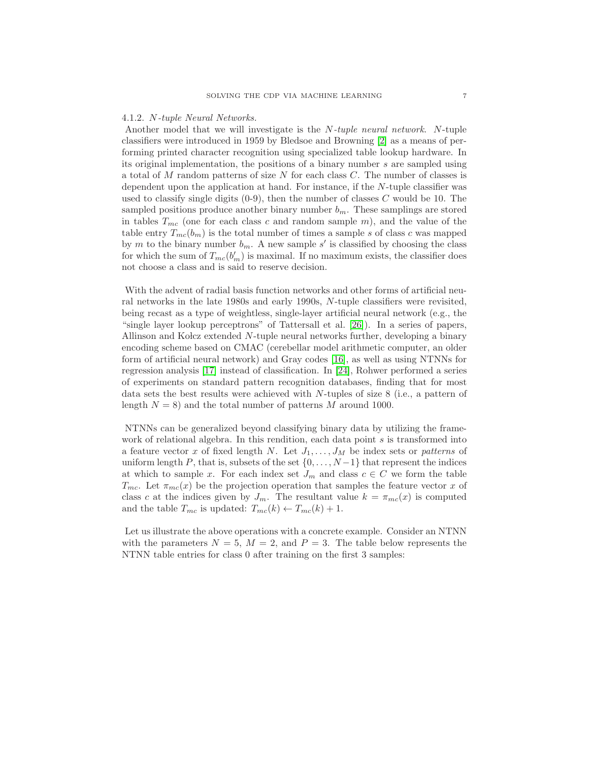#### 4.1.2. *N-tuple Neural Networks.*

Another model that we will investigate is the *N-tuple neural network*. $N$-tuple classifiers were introduced in 1959 by Bledsoe and Browning [2] as a means of performing printed character recognition using specialized table lookup hardware. In its original implementation, the positions of a binary number $s$ are sampled using a total of $M$ random patterns of size $N$ for each class $C$. The number of classes is dependent upon the application at hand. For instance, if the $N$-tuple classifier was used to classify single digits (0-9), then the number of classes $C$ would be 10. The sampled positions produce another binary number $b_m$. These samplings are stored in tables $T_{mc}$ (one for each class $c$ and random sample $m$), and the value of the table entry $T_{mc}(b_m)$ is the total number of times a sample $s$ of class $c$ was mapped by $m$ to the binary number $b_m$. A new sample $s'$ is classified by choosing the class for which the sum of $T_{mc}(b'_m)$ is maximal. If no maximum exists, the classifier does not choose a class and is said to reserve decision.

With the advent of radial basis function networks and other forms of artificial neural networks in the late 1980s and early 1990s, $N$-tuple classifiers were revisited, being recast as a type of weightless, single-layer artificial neural network (e.g., the "single layer lookup perceptrons" of Tattersall et al. [26]). In a series of papers, Allinson and Kołcz extended $N$-tuple neural networks further, developing a binary encoding scheme based on CMAC (cerebellar model arithmetic computer, an older form of artificial neural network) and Gray codes [16], as well as using NTNNs for regression analysis [17] instead of classification. In [24], Rohwer performed a series of experiments on standard pattern recognition databases, finding that for most data sets the best results were achieved with $N$-tuples of size 8 (i.e., a pattern of length $N = 8$) and the total number of patterns $M$ around 1000.

NTNNs can be generalized beyond classifying binary data by utilizing the framework of relational algebra. In this rendition, each data point $s$ is transformed into a feature vector $x$ of fixed length $N$. Let $J_1, \ldots, J_M$ be index sets or *patterns* of uniform length $P$, that is, subsets of the set $\{0, \ldots, N-1\}$ that represent the indices at which to sample $x$. For each index set $J_m$ and class $c \in C$ we form the table $T_{mc}$. Let $\pi_{mc}(x)$ be the projection operation that samples the feature vector $x$ of class $c$ at the indices given by $J_m$. The resultant value $k = \pi_{mc}(x)$ is computed and the table $T_{mc}$ is updated: $T_{mc}(k) \leftarrow T_{mc}(k) + 1$.

Let us illustrate the above operations with a concrete example. Consider an NTNN with the parameters $N = 5$, $M = 2$, and $P = 3$. The table below represents the NTNN table entries for class 0 after training on the first 3 samples: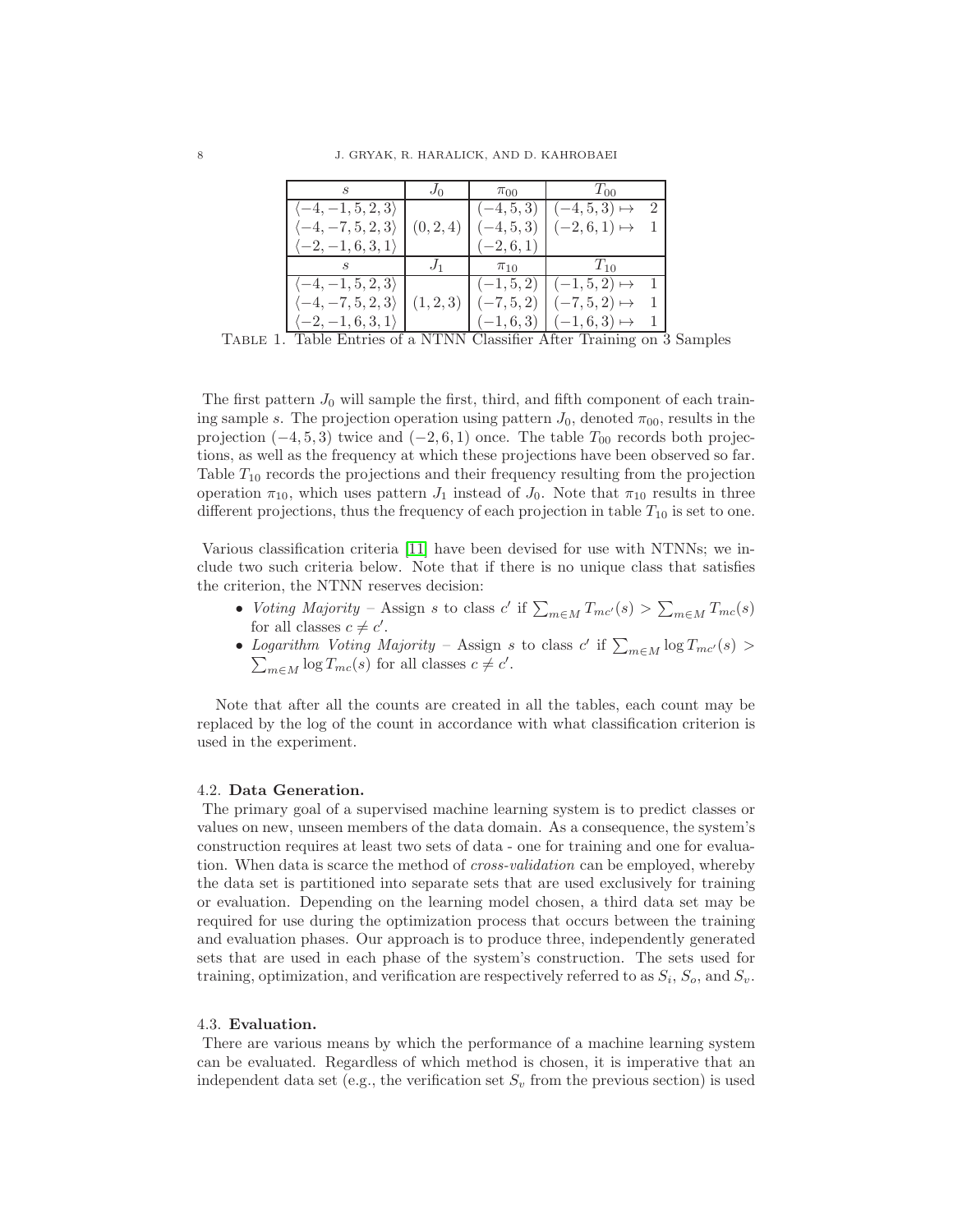| $s$ | $J_0$ | $\pi_{00}$ | $T_{00}$ |
|---|---|---|---|
| $\langle -4, -1, 5, 2, 3\rangle$ | | $(-4, 5, 3)$ | $(-4, 5, 3) \mapsto \quad 2$ |
| $\langle -4, -7, 5, 2, 3\rangle$ | $(0, 2, 4)$ | $(-4, 5, 3)$ | $(-2, 6, 1) \mapsto \quad 1$ |
| $\langle -2, -1, 6, 3, 1\rangle$ | | $(-2, 6, 1)$ | |
| $s$ | $J_1$ | $\pi_{10}$ | $T_{10}$ |
| $\langle -4, -1, 5, 2, 3\rangle$ | | $(-1, 5, 2)$ | $(-1, 5, 2) \mapsto \quad 1$ |
| $\langle -4, -7, 5, 2, 3\rangle$ | $(1, 2, 3)$ | $(-7, 5, 2)$ | $(-7, 5, 2) \mapsto \quad 1$ |
| $\langle -2, -1, 6, 3, 1\rangle$ | | $(-1, 6, 3)$ | $(-1, 6, 3) \mapsto \quad 1$ |

Table 1. Table Entries of a NTNN Classifier After Training on 3 Samples

The first pattern $J_0$ will sample the first, third, and fifth component of each training sample $s$. The projection operation using pattern $J_0$, denoted $\pi_{00}$, results in the projection $(-4, 5, 3)$ twice and $(-2, 6, 1)$ once. The table $T_{00}$ records both projections, as well as the frequency at which these projections have been observed so far. Table $T_{10}$ records the projections and their frequency resulting from the projection operation $\pi_{10}$, which uses pattern $J_1$ instead of $J_0$. Note that $\pi_{10}$ results in three different projections, thus the frequency of each projection in table $T_{10}$ is set to one.

Various classification criteria [11] have been devised for use with NTNNs; we include two such criteria below. Note that if there is no unique class that satisfies the criterion, the NTNN reserves decision:

- *Voting Majority* – Assign $s$ to class $c'$ if $\sum_{m \in M} T_{mc'}(s) > \sum_{m \in M} T_{mc}(s)$ for all classes $c \neq c'$.
- *Logarithm Voting Majority* – Assign $s$ to class $c'$ if $\sum_{m \in M} \log T_{mc'}(s) > \sum_{m \in M} \log T_{mc}(s)$ for all classes $c \neq c'$.

Note that after all the counts are created in all the tables, each count may be replaced by the log of the count in accordance with what classification criterion is used in the experiment.

### 4.2. Data Generation.

The primary goal of a supervised machine learning system is to predict classes or values on new, unseen members of the data domain. As a consequence, the system's construction requires at least two sets of data - one for training and one for evaluation. When data is scarce the method of *cross-validation* can be employed, whereby the data set is partitioned into separate sets that are used exclusively for training or evaluation. Depending on the learning model chosen, a third data set may be required for use during the optimization process that occurs between the training and evaluation phases. Our approach is to produce three, independently generated sets that are used in each phase of the system's construction. The sets used for training, optimization, and verification are respectively referred to as $S_i$, $S_o$, and $S_v$.

### 4.3. Evaluation.

There are various means by which the performance of a machine learning system can be evaluated. Regardless of which method is chosen, it is imperative that an independent data set (e.g., the verification set $S_v$ from the previous section) is used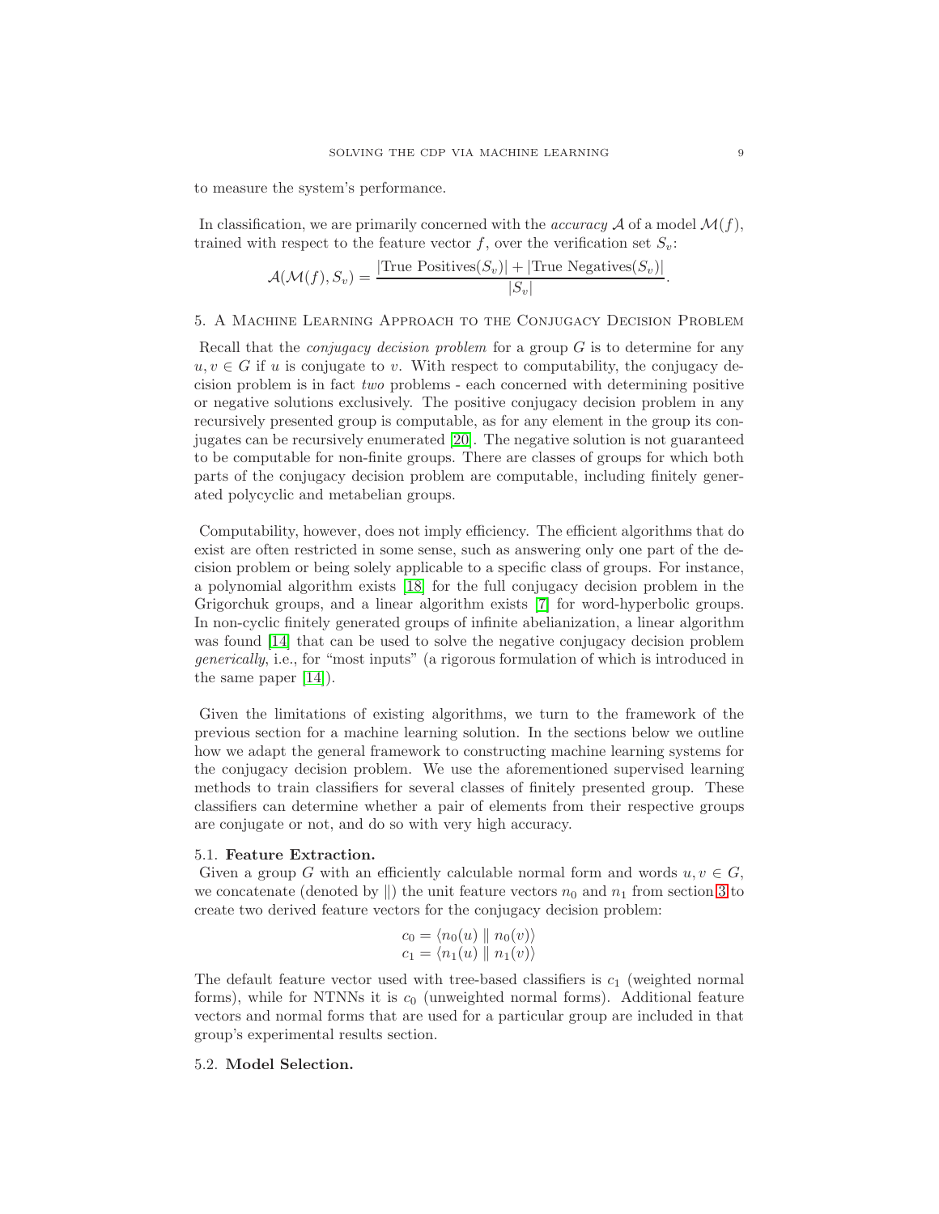to measure the system's performance.

In classification, we are primarily concerned with the *accuracy* $\mathcal{A}$ of a model $\mathcal{M}(f)$, trained with respect to the feature vector $f$, over the verification set $S_v$:

$$\mathcal{A}(\mathcal{M}(f), S_v) = \frac{|\text{True Positives}(S_v)| + |\text{True Negatives}(S_v)|}{|S_v|}.$$

## 5. A Machine Learning Approach to the Conjugacy Decision Problem

Recall that the *conjugacy decision problem* for a group $G$ is to determine for any $u, v \in G$ if $u$ is conjugate to $v$. With respect to computability, the conjugacy decision problem is in fact *two* problems - each concerned with determining positive or negative solutions exclusively. The positive conjugacy decision problem in any recursively presented group is computable, as for any element in the group its conjugates can be recursively enumerated [20]. The negative solution is not guaranteed to be computable for non-finite groups. There are classes of groups for which both parts of the conjugacy decision problem are computable, including finitely generated polycyclic and metabelian groups.

Computability, however, does not imply efficiency. The efficient algorithms that do exist are often restricted in some sense, such as answering only one part of the decision problem or being solely applicable to a specific class of groups. For instance, a polynomial algorithm exists [18] for the full conjugacy decision problem in the Grigorchuk groups, and a linear algorithm exists [7] for word-hyperbolic groups. In non-cyclic finitely generated groups of infinite abelianization, a linear algorithm was found [14] that can be used to solve the negative conjugacy decision problem *generically*, i.e., for "most inputs" (a rigorous formulation of which is introduced in the same paper [14]).

Given the limitations of existing algorithms, we turn to the framework of the previous section for a machine learning solution. In the sections below we outline how we adapt the general framework to constructing machine learning systems for the conjugacy decision problem. We use the aforementioned supervised learning methods to train classifiers for several classes of finitely presented group. These classifiers can determine whether a pair of elements from their respective groups are conjugate or not, and do so with very high accuracy.

### 5.1. Feature Extraction.

Given a group $G$ with an efficiently calculable normal form and words $u, v \in G$, we concatenate (denoted by $\|$) the unit feature vectors $n_0$ and $n_1$ from section 3 to create two derived feature vectors for the conjugacy decision problem:

$$c_0 = \langle n_0(u) \parallel n_0(v) \rangle$$
$$c_1 = \langle n_1(u) \parallel n_1(v) \rangle$$

The default feature vector used with tree-based classifiers is $c_1$ (weighted normal forms), while for NTNNs it is $c_0$ (unweighted normal forms). Additional feature vectors and normal forms that are used for a particular group are included in that group's experimental results section.

### 5.2. Model Selection.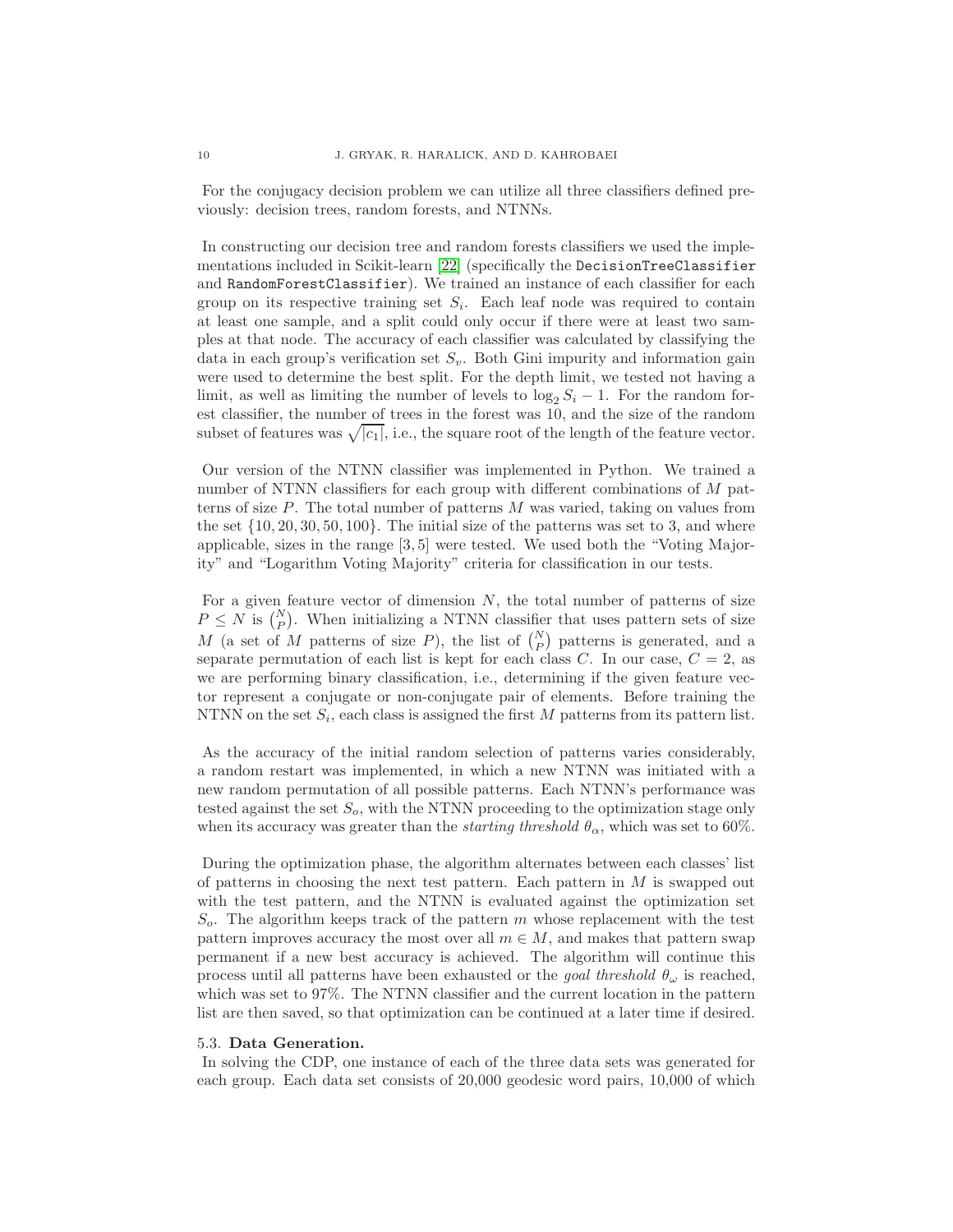For the conjugacy decision problem we can utilize all three classifiers defined previously: decision trees, random forests, and NTNNs.

In constructing our decision tree and random forests classifiers we used the implementations included in Scikit-learn [22] (specifically the `DecisionTreeClassifier` and `RandomForestClassifier`). We trained an instance of each classifier for each group on its respective training set $S_i$. Each leaf node was required to contain at least one sample, and a split could only occur if there were at least two samples at that node. The accuracy of each classifier was calculated by classifying the data in each group's verification set $S_v$. Both Gini impurity and information gain were used to determine the best split. For the depth limit, we tested not having a limit, as well as limiting the number of levels to $\log_2 S_i - 1$. For the random forest classifier, the number of trees in the forest was 10, and the size of the random subset of features was $\sqrt{|c_1|}$, i.e., the square root of the length of the feature vector.

Our version of the NTNN classifier was implemented in Python. We trained a number of NTNN classifiers for each group with different combinations of $M$ patterns of size $P$. The total number of patterns $M$ was varied, taking on values from the set $\{10, 20, 30, 50, 100\}$. The initial size of the patterns was set to 3, and where applicable, sizes in the range $[3, 5]$ were tested. We used both the "Voting Majority" and "Logarithm Voting Majority" criteria for classification in our tests.

For a given feature vector of dimension $N$, the total number of patterns of size $P \leq N$ is $\binom{N}{P}$. When initializing a NTNN classifier that uses pattern sets of size $M$ (a set of $M$ patterns of size $P$), the list of $\binom{N}{P}$ patterns is generated, and a separate permutation of each list is kept for each class $C$. In our case, $C = 2$, as we are performing binary classification, i.e., determining if the given feature vector represent a conjugate or non-conjugate pair of elements. Before training the NTNN on the set $S_i$, each class is assigned the first $M$ patterns from its pattern list.

As the accuracy of the initial random selection of patterns varies considerably, a random restart was implemented, in which a new NTNN was initiated with a new random permutation of all possible patterns. Each NTNN's performance was tested against the set $S_o$, with the NTNN proceeding to the optimization stage only when its accuracy was greater than the *starting threshold* $\theta_\alpha$, which was set to 60%.

During the optimization phase, the algorithm alternates between each classes' list of patterns in choosing the next test pattern. Each pattern in $M$ is swapped out with the test pattern, and the NTNN is evaluated against the optimization set $S_o$. The algorithm keeps track of the pattern $m$ whose replacement with the test pattern improves accuracy the most over all $m \in M$, and makes that pattern swap permanent if a new best accuracy is achieved. The algorithm will continue this process until all patterns have been exhausted or the *goal threshold* $\theta_\omega$ is reached, which was set to 97%. The NTNN classifier and the current location in the pattern list are then saved, so that optimization can be continued at a later time if desired.

### 5.3. Data Generation.

In solving the CDP, one instance of each of the three data sets was generated for each group. Each data set consists of 20,000 geodesic word pairs, 10,000 of which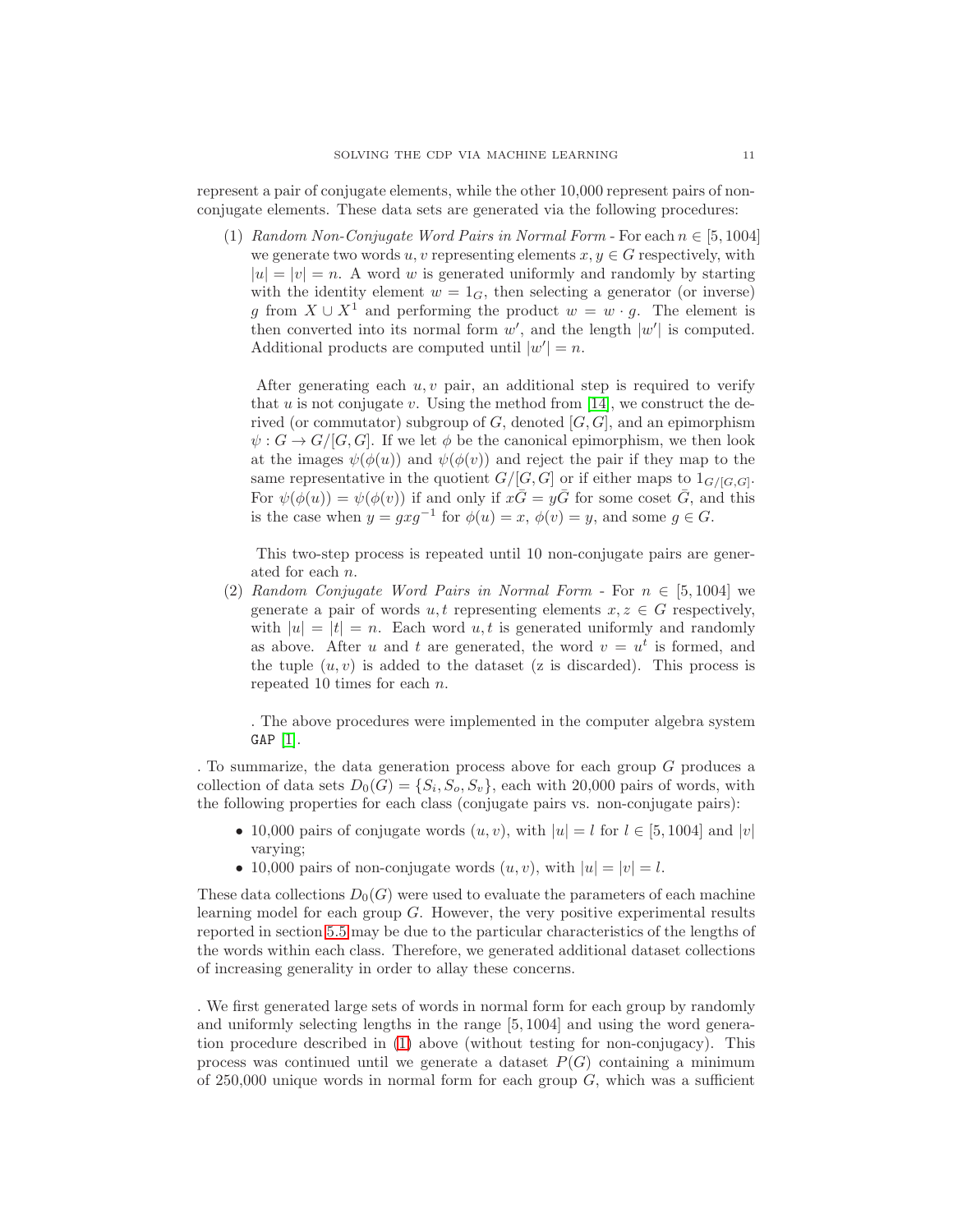represent a pair of conjugate elements, while the other 10,000 represent pairs of non-conjugate elements. These data sets are generated via the following procedures:

(1) *Random Non-Conjugate Word Pairs in Normal Form* - For each $n \in [5, 1004]$ we generate two words $u, v$ representing elements $x, y \in G$ respectively, with $|u| = |v| = n$. A word $w$ is generated uniformly and randomly by starting with the identity element $w = 1_G$, then selecting a generator (or inverse) $g$ from $X \cup X^1$ and performing the product $w = w \cdot g$. The element is then converted into its normal form $w'$, and the length $|w'|$ is computed. Additional products are computed until $|w'| = n$.

    After generating each $u, v$ pair, an additional step is required to verify that $u$ is not conjugate $v$. Using the method from [14], we construct the derived (or commutator) subgroup of $G$, denoted $[G, G]$, and an epimorphism $\psi : G \to G/[G, G]$. If we let $\phi$ be the canonical epimorphism, we then look at the images $\psi(\phi(u))$ and $\psi(\phi(v))$ and reject the pair if they map to the same representative in the quotient $G/[G, G]$ or if either maps to $1_{G/[G,G]}$. For $\psi(\phi(u)) = \psi(\phi(v))$ if and only if $x\bar{G} = y\bar{G}$ for some coset $\bar{G}$, and this is the case when $y = gxg^{-1}$ for $\phi(u) = x$, $\phi(v) = y$, and some $g \in G$.

    This two-step process is repeated until 10 non-conjugate pairs are generated for each $n$.

(2) *Random Conjugate Word Pairs in Normal Form* - For $n \in [5, 1004]$ we generate a pair of words $u, t$ representing elements $x, z \in G$ respectively, with $|u| = |t| = n$. Each word $u, t$ is generated uniformly and randomly as above. After $u$ and $t$ are generated, the word $v = u^t$ is formed, and the tuple $(u, v)$ is added to the dataset (z is discarded). This process is repeated 10 times for each $n$.

    . The above procedures were implemented in the computer algebra system `GAP` [1].

. To summarize, the data generation process above for each group $G$ produces a collection of data sets $D_0(G) = \{S_i, S_o, S_v\}$, each with 20,000 pairs of words, with the following properties for each class (conjugate pairs vs. non-conjugate pairs):

- 10,000 pairs of conjugate words $(u, v)$, with $|u| = l$ for $l \in [5, 1004]$ and $|v|$ varying;
- 10,000 pairs of non-conjugate words $(u, v)$, with $|u| = |v| = l$.

These data collections $D_0(G)$ were used to evaluate the parameters of each machine learning model for each group $G$. However, the very positive experimental results reported in section 5.5 may be due to the particular characteristics of the lengths of the words within each class. Therefore, we generated additional dataset collections of increasing generality in order to allay these concerns.

. We first generated large sets of words in normal form for each group by randomly and uniformly selecting lengths in the range $[5, 1004]$ and using the word generation procedure described in (1) above (without testing for non-conjugacy). This process was continued until we generate a dataset $P(G)$ containing a minimum of 250,000 unique words in normal form for each group $G$, which was a sufficient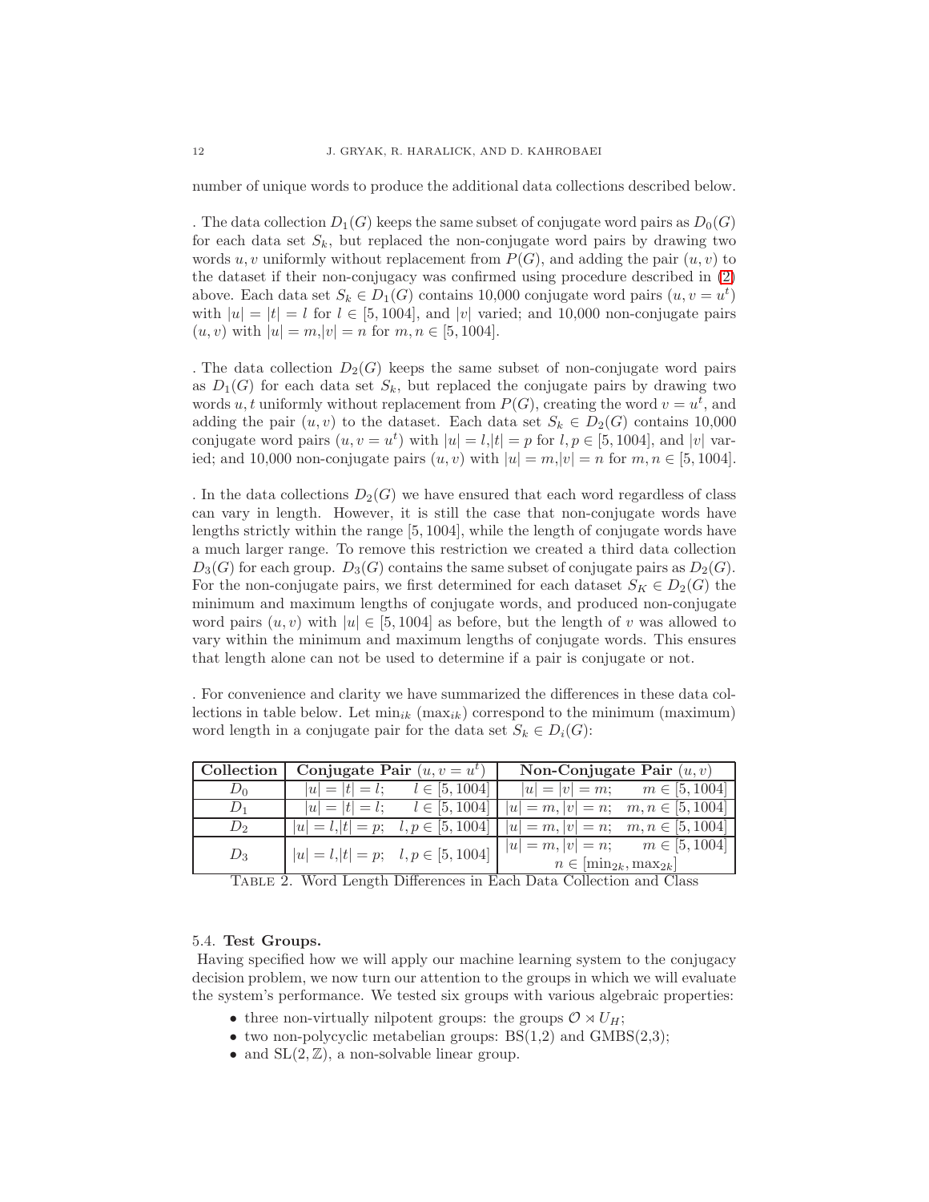number of unique words to produce the additional data collections described below.

. The data collection $D_1(G)$ keeps the same subset of conjugate word pairs as $D_0(G)$ for each data set $S_k$, but replaced the non-conjugate word pairs by drawing two words $u, v$ uniformly without replacement from $P(G)$, and adding the pair $(u, v)$ to the dataset if their non-conjugacy was confirmed using procedure described in (2) above. Each data set $S_k \in D_1(G)$ contains 10,000 conjugate word pairs $(u, v = u^t)$ with $|u| = |t| = l$ for $l \in [5, 1004]$, and $|v|$ varied; and 10,000 non-conjugate pairs $(u, v)$ with $|u| = m, |v| = n$ for $m, n \in [5, 1004]$.

. The data collection $D_2(G)$ keeps the same subset of non-conjugate word pairs as $D_1(G)$ for each data set $S_k$, but replaced the conjugate pairs by drawing two words $u, t$ uniformly without replacement from $P(G)$, creating the word $v = u^t$, and adding the pair $(u, v)$ to the dataset. Each data set $S_k \in D_2(G)$ contains 10,000 conjugate word pairs $(u, v = u^t)$ with $|u| = l, |t| = p$ for $l, p \in [5, 1004]$, and $|v|$ varied; and 10,000 non-conjugate pairs $(u, v)$ with $|u| = m, |v| = n$ for $m, n \in [5, 1004]$.

. In the data collections $D_2(G)$ we have ensured that each word regardless of class can vary in length. However, it is still the case that non-conjugate words have lengths strictly within the range $[5, 1004]$, while the length of conjugate words have a much larger range. To remove this restriction we created a third data collection $D_3(G)$ for each group. $D_3(G)$ contains the same subset of conjugate pairs as $D_2(G)$. For the non-conjugate pairs, we first determined for each dataset $S_K \in D_2(G)$ the minimum and maximum lengths of conjugate words, and produced non-conjugate word pairs $(u, v)$ with $|u| \in [5, 1004]$ as before, but the length of $v$ was allowed to vary within the minimum and maximum lengths of conjugate words. This ensures that length alone can not be used to determine if a pair is conjugate or not.

. For convenience and clarity we have summarized the differences in these data collections in table below. Let $\min_{ik}$ ($\max_{ik}$) correspond to the minimum (maximum) word length in a conjugate pair for the data set $S_k \in D_i(G)$:

| Collection | Conjugate Pair $(u, v = u^t)$ | Non-Conjugate Pair $(u, v)$ |
|---|---|---|
| $D_0$ | $\|u\| = \|t\| = l; \quad l \in [5, 1004]$ | $\|u\| = \|v\| = m; \quad m \in [5, 1004]$ |
| $D_1$ | $\|u\| = \|t\| = l; \quad l \in [5, 1004]$ | $\|u\| = m, \|v\| = n; \quad m, n \in [5, 1004]$ |
| $D_2$ | $\|u\| = l, \|t\| = p; \quad l, p \in [5, 1004]$ | $\|u\| = m, \|v\| = n; \quad m, n \in [5, 1004]$ |
| $D_3$ | $\|u\| = l, \|t\| = p; \quad l, p \in [5, 1004]$ | $\|u\| = m, \|v\| = n; \quad m \in [5, 1004]$ $n \in [\min_{2k}, \max_{2k}]$ |

Table 2. Word Length Differences in Each Data Collection and Class

### 5.4. Test Groups.

Having specified how we will apply our machine learning system to the conjugacy decision problem, we now turn our attention to the groups in which we will evaluate the system's performance. We tested six groups with various algebraic properties:

- three non-virtually nilpotent groups: the groups $\mathcal{O} \rtimes U_H$;
- two non-polycyclic metabelian groups: BS(1,2) and GMBS(2,3);
- and $\mathrm{SL}(2, \mathbb{Z})$, a non-solvable linear group.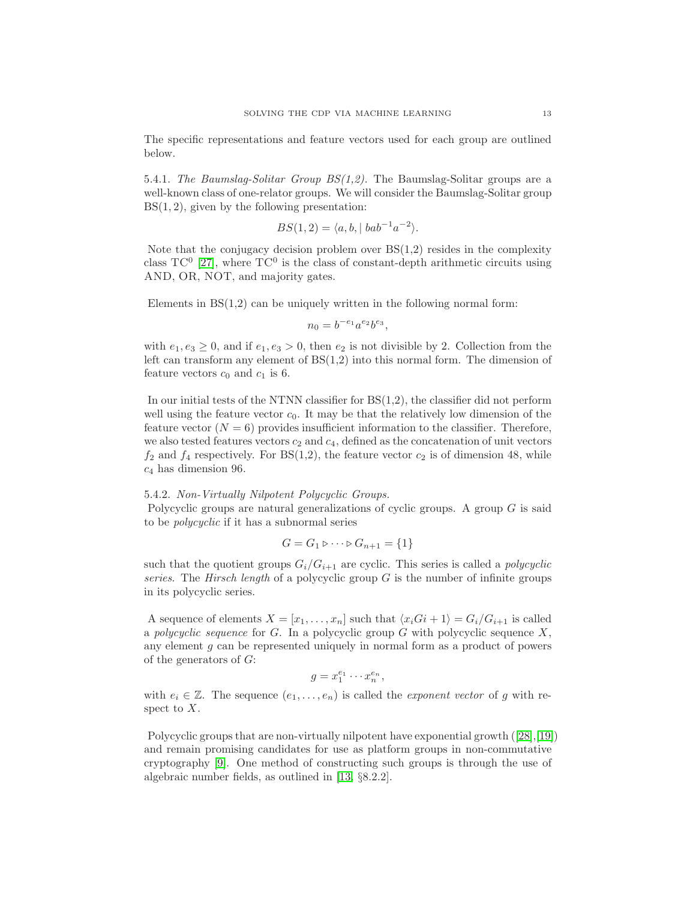The specific representations and feature vectors used for each group are outlined below.

5.4.1. *The Baumslag-Solitar Group BS(1,2).* The Baumslag-Solitar groups are a well-known class of one-relator groups. We will consider the Baumslag-Solitar group BS(1, 2), given by the following presentation:

$$BS(1, 2) = \langle a, b, | \, bab^{-1}a^{-2} \rangle.$$

Note that the conjugacy decision problem over BS(1,2) resides in the complexity class $\mathrm{TC}^0$ [27], where $\mathrm{TC}^0$ is the class of constant-depth arithmetic circuits using AND, OR, NOT, and majority gates.

Elements in BS(1,2) can be uniquely written in the following normal form:

$$n_0 = b^{-e_1} a^{e_2} b^{e_3},$$

with $e_1, e_3 \geq 0$, and if $e_1, e_3 > 0$, then $e_2$ is not divisible by 2. Collection from the left can transform any element of BS(1,2) into this normal form. The dimension of feature vectors $c_0$ and $c_1$ is 6.

In our initial tests of the NTNN classifier for BS(1,2), the classifier did not perform well using the feature vector $c_0$. It may be that the relatively low dimension of the feature vector ($N = 6$) provides insufficient information to the classifier. Therefore, we also tested features vectors $c_2$ and $c_4$, defined as the concatenation of unit vectors $f_2$ and $f_4$ respectively. For BS(1,2), the feature vector $c_2$ is of dimension 48, while $c_4$ has dimension 96.

5.4.2. *Non-Virtually Nilpotent Polycyclic Groups.*
Polycyclic groups are natural generalizations of cyclic groups. A group $G$ is said to be *polycyclic* if it has a subnormal series

$$G = G_1 \triangleright \cdots \triangleright G_{n+1} = \{1\}$$

such that the quotient groups $G_i/G_{i+1}$ are cyclic. This series is called a *polycyclic series*. The *Hirsch length* of a polycyclic group $G$ is the number of infinite groups in its polycyclic series.

A sequence of elements $X = [x_1, \ldots, x_n]$ such that $\langle x_i Gi + 1 \rangle = G_i/G_{i+1}$ is called a *polycyclic sequence* for $G$. In a polycyclic group $G$ with polycyclic sequence $X$, any element $g$ can be represented uniquely in normal form as a product of powers of the generators of $G$:

$$g = x_1^{e_1} \cdots x_n^{e_n},$$

with $e_i \in \mathbb{Z}$. The sequence $(e_1, \ldots, e_n)$ is called the *exponent vector* of $g$ with respect to $X$.

Polycyclic groups that are non-virtually nilpotent have exponential growth ([28],[19]) and remain promising candidates for use as platform groups in non-commutative cryptography [9]. One method of constructing such groups is through the use of algebraic number fields, as outlined in [13, §8.2.2].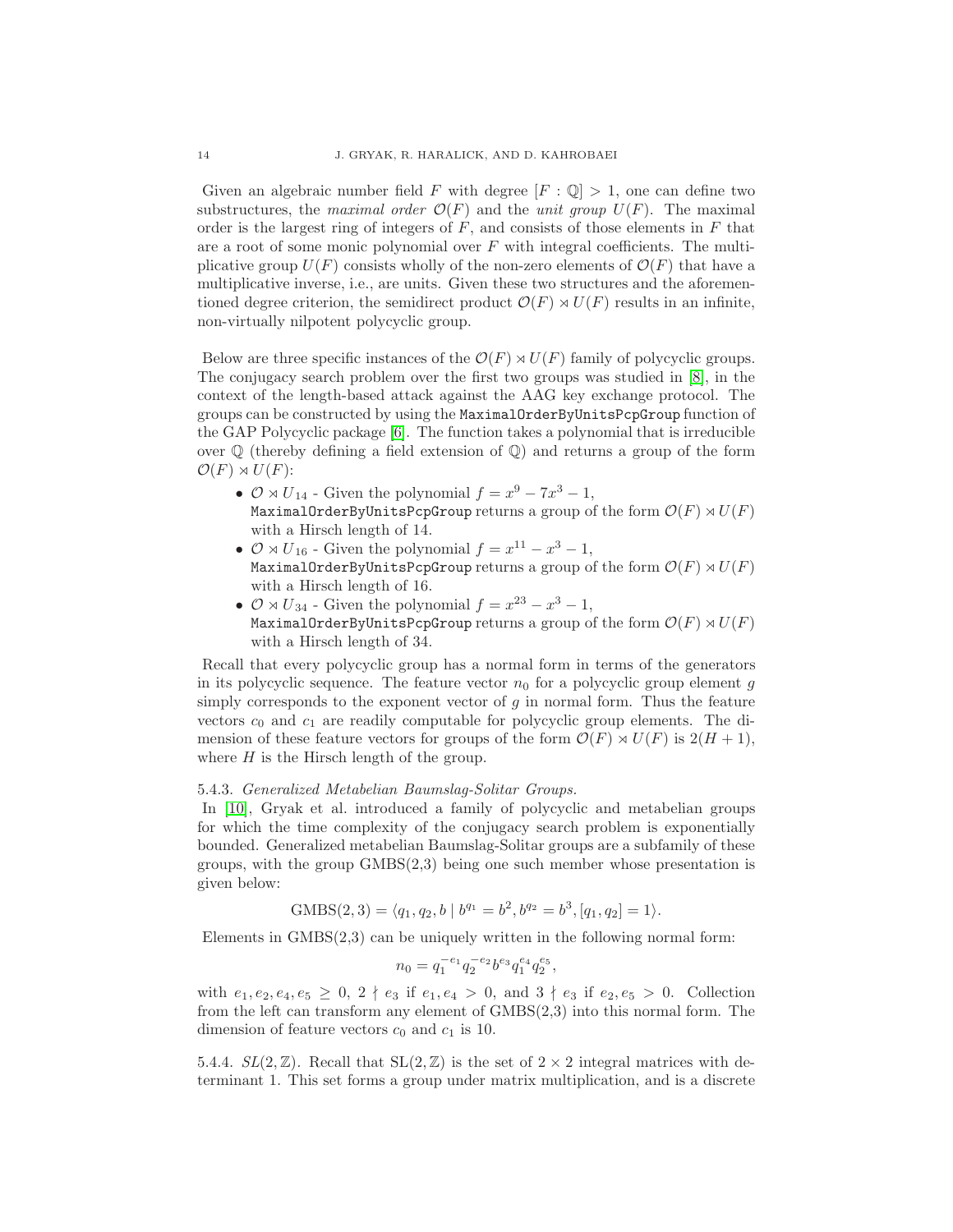Given an algebraic number field $F$ with degree $[F : \mathbb{Q}] > 1$, one can define two substructures, the *maximal order* $\mathcal{O}(F)$ and the *unit group* $U(F)$. The maximal order is the largest ring of integers of $F$, and consists of those elements in $F$ that are a root of some monic polynomial over $F$ with integral coefficients. The multiplicative group $U(F)$ consists wholly of the non-zero elements of $\mathcal{O}(F)$ that have a multiplicative inverse, i.e., are units. Given these two structures and the aforementioned degree criterion, the semidirect product $\mathcal{O}(F) \rtimes U(F)$ results in an infinite, non-virtually nilpotent polycyclic group.

Below are three specific instances of the $\mathcal{O}(F) \rtimes U(F)$ family of polycyclic groups. The conjugacy search problem over the first two groups was studied in [8], in the context of the length-based attack against the AAG key exchange protocol. The groups can be constructed by using the `MaximalOrderByUnitsPcpGroup` function of the GAP Polycyclic package [6]. The function takes a polynomial that is irreducible over $\mathbb{Q}$ (thereby defining a field extension of $\mathbb{Q}$) and returns a group of the form $\mathcal{O}(F) \rtimes U(F)$:

- $\mathcal{O} \rtimes U_{14}$ - Given the polynomial $f = x^9 - 7x^3 - 1$, `MaximalOrderByUnitsPcpGroup` returns a group of the form $\mathcal{O}(F) \rtimes U(F)$ with a Hirsch length of 14.
- $\mathcal{O} \rtimes U_{16}$ - Given the polynomial $f = x^{11} - x^3 - 1$, `MaximalOrderByUnitsPcpGroup` returns a group of the form $\mathcal{O}(F) \rtimes U(F)$ with a Hirsch length of 16.
- $\mathcal{O} \rtimes U_{34}$ - Given the polynomial $f = x^{23} - x^3 - 1$, `MaximalOrderByUnitsPcpGroup` returns a group of the form $\mathcal{O}(F) \rtimes U(F)$ with a Hirsch length of 34.

Recall that every polycyclic group has a normal form in terms of the generators in its polycyclic sequence. The feature vector $n_0$ for a polycyclic group element $g$ simply corresponds to the exponent vector of $g$ in normal form. Thus the feature vectors $c_0$ and $c_1$ are readily computable for polycyclic group elements. The dimension of these feature vectors for groups of the form $\mathcal{O}(F) \rtimes U(F)$ is $2(H + 1)$, where $H$ is the Hirsch length of the group.

### 5.4.3. *Generalized Metabelian Baumslag-Solitar Groups.*

In [10], Gryak et al. introduced a family of polycyclic and metabelian groups for which the time complexity of the conjugacy search problem is exponentially bounded. Generalized metabelian Baumslag-Solitar groups are a subfamily of these groups, with the group GMBS(2,3) being one such member whose presentation is given below:

$$\mathrm{GMBS}(2, 3) = \langle q_1, q_2, b \mid b^{q_1} = b^2, b^{q_2} = b^3, [q_1, q_2] = 1\rangle.$$

Elements in GMBS(2,3) can be uniquely written in the following normal form:

$$n_0 = q_1^{-e_1} q_2^{-e_2} b^{e_3} q_1^{e_4} q_2^{e_5},$$

with $e_1, e_2, e_4, e_5 \geq 0$, $2 \nmid e_3$ if $e_1, e_4 > 0$, and $3 \nmid e_3$ if $e_2, e_5 > 0$. Collection from the left can transform any element of GMBS(2,3) into this normal form. The dimension of feature vectors $c_0$ and $c_1$ is 10.

### 5.4.4. $SL(2, \mathbb{Z})$.

Recall that $\mathrm{SL}(2, \mathbb{Z})$ is the set of $2 \times 2$ integral matrices with determinant 1. This set forms a group under matrix multiplication, and is a discrete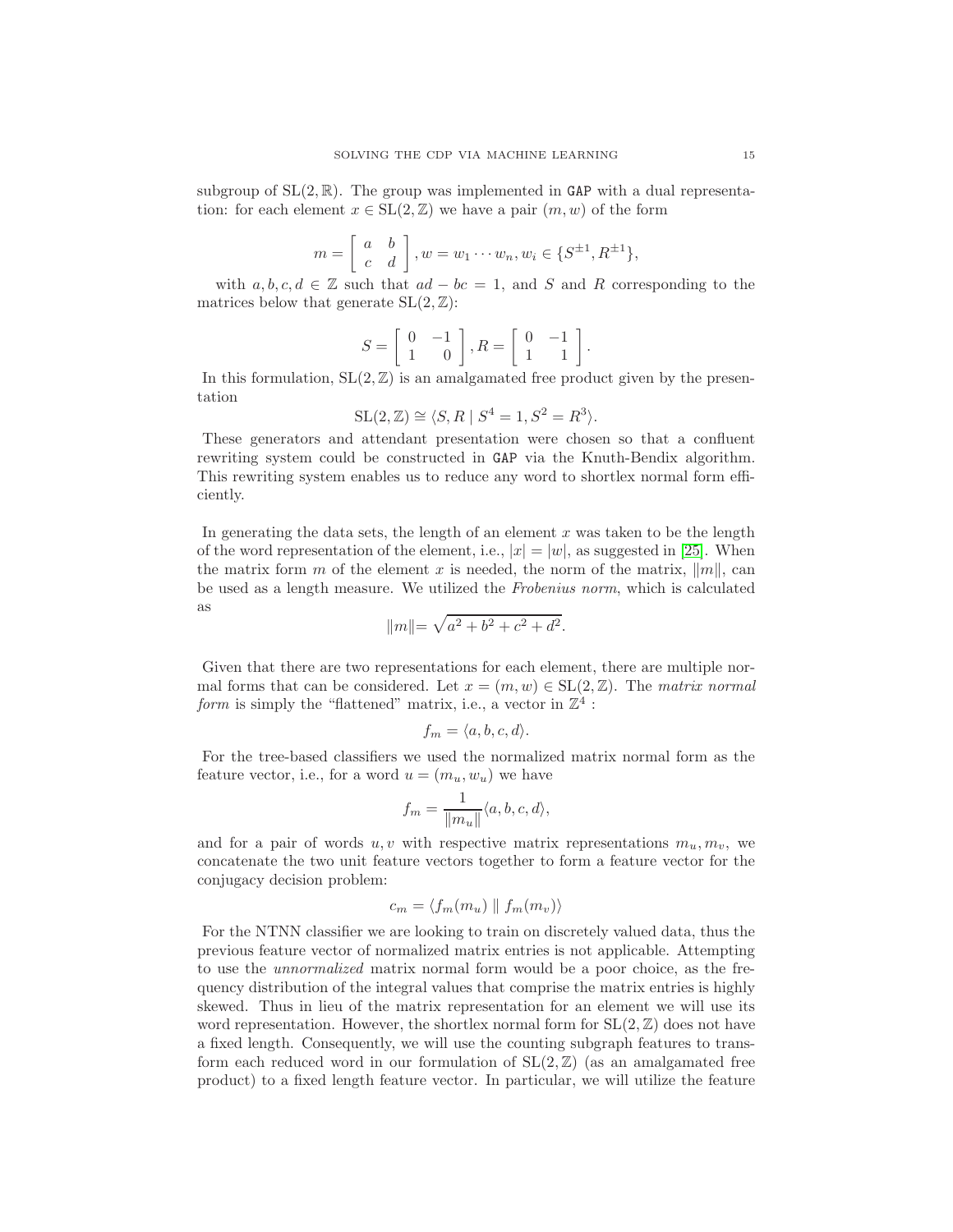subgroup of $\mathrm{SL}(2,\mathbb{R})$. The group was implemented in GAP with a dual representation: for each element $x \in \mathrm{SL}(2,\mathbb{Z})$ we have a pair $(m,w)$ of the form

$$m = \begin{bmatrix} a & b \\ c & d \end{bmatrix}, w = w_1 \cdots w_n, w_i \in \{S^{\pm 1}, R^{\pm 1}\},$$

with $a, b, c, d \in \mathbb{Z}$ such that $ad - bc = 1$, and $S$ and $R$ corresponding to the matrices below that generate $\mathrm{SL}(2,\mathbb{Z})$:

$$S = \begin{bmatrix} 0 & -1 \\ 1 & 0 \end{bmatrix}, R = \begin{bmatrix} 0 & -1 \\ 1 & 1 \end{bmatrix}.$$

In this formulation, $\mathrm{SL}(2,\mathbb{Z})$ is an amalgamated free product given by the presentation

$$\mathrm{SL}(2,\mathbb{Z}) \cong \langle S, R \mid S^4 = 1, S^2 = R^3 \rangle.$$

These generators and attendant presentation were chosen so that a confluent rewriting system could be constructed in GAP via the Knuth-Bendix algorithm. This rewriting system enables us to reduce any word to shortlex normal form efficiently.

In generating the data sets, the length of an element $x$ was taken to be the length of the word representation of the element, i.e., $|x| = |w|$, as suggested in [25]. When the matrix form $m$ of the element $x$ is needed, the norm of the matrix, $\|m\|$, can be used as a length measure. We utilized the *Frobenius norm*, which is calculated as

$$\|m\| = \sqrt{a^2 + b^2 + c^2 + d^2}.$$

Given that there are two representations for each element, there are multiple normal forms that can be considered. Let $x = (m, w) \in \mathrm{SL}(2,\mathbb{Z})$. The *matrix normal form* is simply the "flattened" matrix, i.e., a vector in $\mathbb{Z}^4$ :

$$f_m = \langle a, b, c, d \rangle.$$

For the tree-based classifiers we used the normalized matrix normal form as the feature vector, i.e., for a word $u = (m_u, w_u)$ we have

$$f_m = \frac{1}{\|m_u\|} \langle a, b, c, d \rangle,$$

and for a pair of words $u, v$ with respective matrix representations $m_u, m_v$, we concatenate the two unit feature vectors together to form a feature vector for the conjugacy decision problem:

$$c_m = \langle f_m(m_u) \parallel f_m(m_v) \rangle$$

For the NTNN classifier we are looking to train on discretely valued data, thus the previous feature vector of normalized matrix entries is not applicable. Attempting to use the *unnormalized* matrix normal form would be a poor choice, as the frequency distribution of the integral values that comprise the matrix entries is highly skewed. Thus in lieu of the matrix representation for an element we will use its word representation. However, the shortlex normal form for $\mathrm{SL}(2,\mathbb{Z})$ does not have a fixed length. Consequently, we will use the counting subgraph features to transform each reduced word in our formulation of $\mathrm{SL}(2,\mathbb{Z})$ (as an amalgamated free product) to a fixed length feature vector. In particular, we will utilize the feature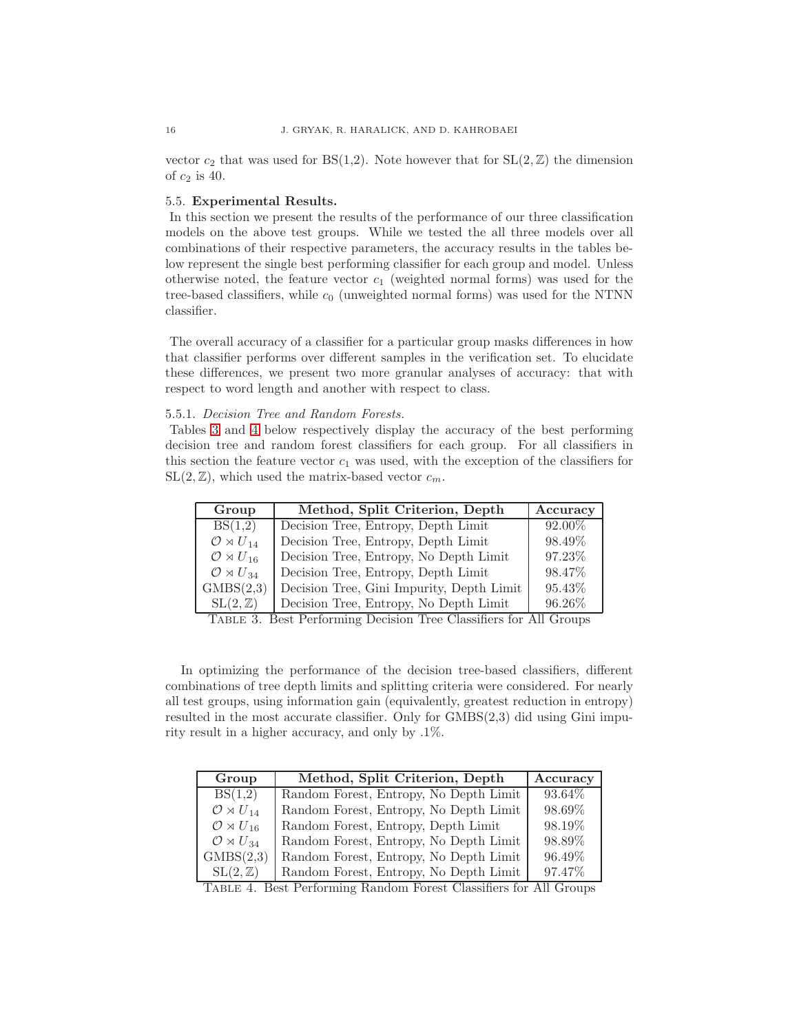vector $c_2$ that was used for BS(1,2). Note however that for $\mathrm{SL}(2,\mathbb{Z})$ the dimension of $c_2$ is 40.

### 5.5. **Experimental Results.**

In this section we present the results of the performance of our three classification models on the above test groups. While we tested the all three models over all combinations of their respective parameters, the accuracy results in the tables below represent the single best performing classifier for each group and model. Unless otherwise noted, the feature vector $c_1$ (weighted normal forms) was used for the tree-based classifiers, while $c_0$ (unweighted normal forms) was used for the NTNN classifier.

The overall accuracy of a classifier for a particular group masks differences in how that classifier performs over different samples in the verification set. To elucidate these differences, we present two more granular analyses of accuracy: that with respect to word length and another with respect to class.

#### 5.5.1. *Decision Tree and Random Forests.*

Tables 3 and 4 below respectively display the accuracy of the best performing decision tree and random forest classifiers for each group. For all classifiers in this section the feature vector $c_1$ was used, with the exception of the classifiers for $\mathrm{SL}(2,\mathbb{Z})$, which used the matrix-based vector $c_m$.

| Group | Method, Split Criterion, Depth | Accuracy |
|---|---|---|
| BS(1,2) | Decision Tree, Entropy, Depth Limit | 92.00% |
| $\mathcal{O} \rtimes U_{14}$ | Decision Tree, Entropy, Depth Limit | 98.49% |
| $\mathcal{O} \rtimes U_{16}$ | Decision Tree, Entropy, No Depth Limit | 97.23% |
| $\mathcal{O} \rtimes U_{34}$ | Decision Tree, Entropy, Depth Limit | 98.47% |
| GMBS(2,3) | Decision Tree, Gini Impurity, Depth Limit | 95.43% |
| $\mathrm{SL}(2,\mathbb{Z})$ | Decision Tree, Entropy, No Depth Limit | 96.26% |

TABLE 3. Best Performing Decision Tree Classifiers for All Groups

In optimizing the performance of the decision tree-based classifiers, different combinations of tree depth limits and splitting criteria were considered. For nearly all test groups, using information gain (equivalently, greatest reduction in entropy) resulted in the most accurate classifier. Only for GMBS(2,3) did using Gini impurity result in a higher accuracy, and only by .1%.

| Group | Method, Split Criterion, Depth | Accuracy |
|---|---|---|
| BS(1,2) | Random Forest, Entropy, No Depth Limit | 93.64% |
| $\mathcal{O} \rtimes U_{14}$ | Random Forest, Entropy, No Depth Limit | 98.69% |
| $\mathcal{O} \rtimes U_{16}$ | Random Forest, Entropy, Depth Limit | 98.19% |
| $\mathcal{O} \rtimes U_{34}$ | Random Forest, Entropy, No Depth Limit | 98.89% |
| GMBS(2,3) | Random Forest, Entropy, No Depth Limit | 96.49% |
| $\mathrm{SL}(2,\mathbb{Z})$ | Random Forest, Entropy, No Depth Limit | 97.47% |

TABLE 4. Best Performing Random Forest Classifiers for All Groups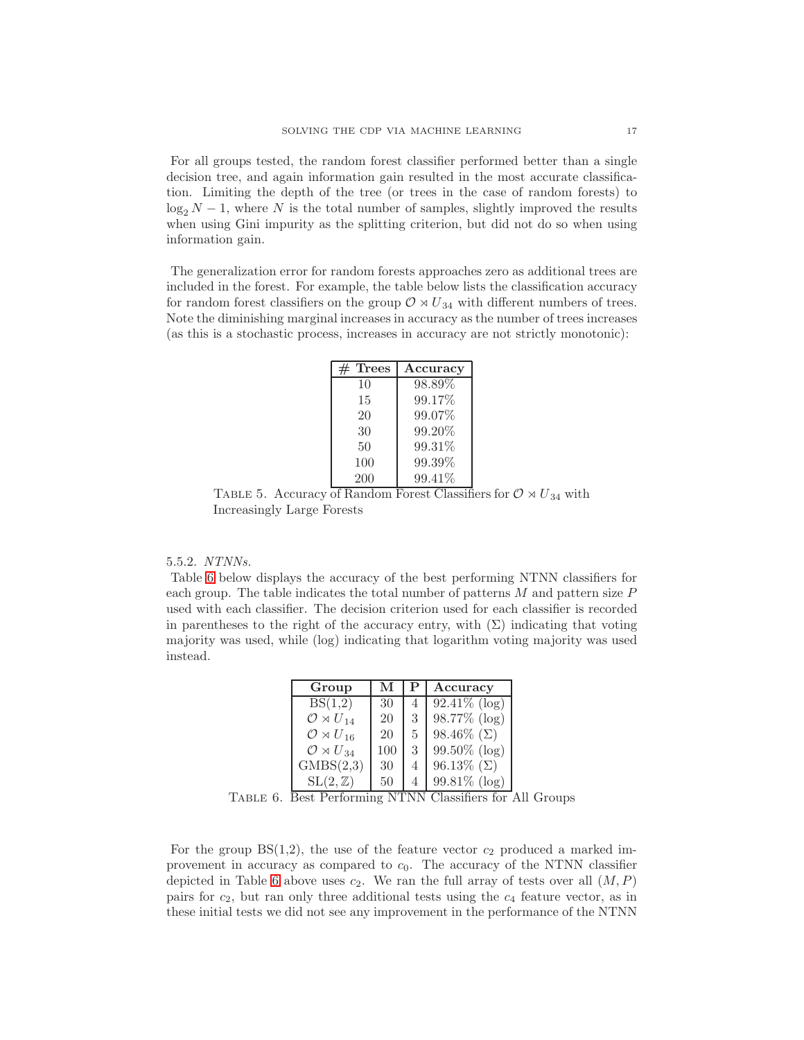For all groups tested, the random forest classifier performed better than a single decision tree, and again information gain resulted in the most accurate classification. Limiting the depth of the tree (or trees in the case of random forests) to $\log_2 N - 1$, where $N$ is the total number of samples, slightly improved the results when using Gini impurity as the splitting criterion, but did not do so when using information gain.

The generalization error for random forests approaches zero as additional trees are included in the forest. For example, the table below lists the classification accuracy for random forest classifiers on the group $\mathcal{O} \rtimes U_{34}$ with different numbers of trees. Note the diminishing marginal increases in accuracy as the number of trees increases (as this is a stochastic process, increases in accuracy are not strictly monotonic):

| # Trees | Accuracy |
|---|---|
| 10 | 98.89% |
| 15 | 99.17% |
| 20 | 99.07% |
| 30 | 99.20% |
| 50 | 99.31% |
| 100 | 99.39% |
| 200 | 99.41% |

Table 5. Accuracy of Random Forest Classifiers for $\mathcal{O} \rtimes U_{34}$ with Increasingly Large Forests

5.5.2. *NTNNs.*

Table 6 below displays the accuracy of the best performing NTNN classifiers for each group. The table indicates the total number of patterns $M$ and pattern size $P$ used with each classifier. The decision criterion used for each classifier is recorded in parentheses to the right of the accuracy entry, with $(\Sigma)$ indicating that voting majority was used, while (log) indicating that logarithm voting majority was used instead.

| Group | M | P | Accuracy |
|---|---|---|---|
| BS(1,2) | 30 | 4 | 92.41% (log) |
| $\mathcal{O} \rtimes U_{14}$ | 20 | 3 | 98.77% (log) |
| $\mathcal{O} \rtimes U_{16}$ | 20 | 5 | 98.46% $(\Sigma)$ |
| $\mathcal{O} \rtimes U_{34}$ | 100 | 3 | 99.50% (log) |
| GMBS(2,3) | 30 | 4 | 96.13% $(\Sigma)$ |
| $\mathrm{SL}(2,\mathbb{Z})$ | 50 | 4 | 99.81% (log) |

Table 6. Best Performing NTNN Classifiers for All Groups

For the group BS(1,2), the use of the feature vector $c_2$ produced a marked improvement in accuracy as compared to $c_0$. The accuracy of the NTNN classifier depicted in Table 6 above uses $c_2$. We ran the full array of tests over all $(M, P)$ pairs for $c_2$, but ran only three additional tests using the $c_4$ feature vector, as in these initial tests we did not see any improvement in the performance of the NTNN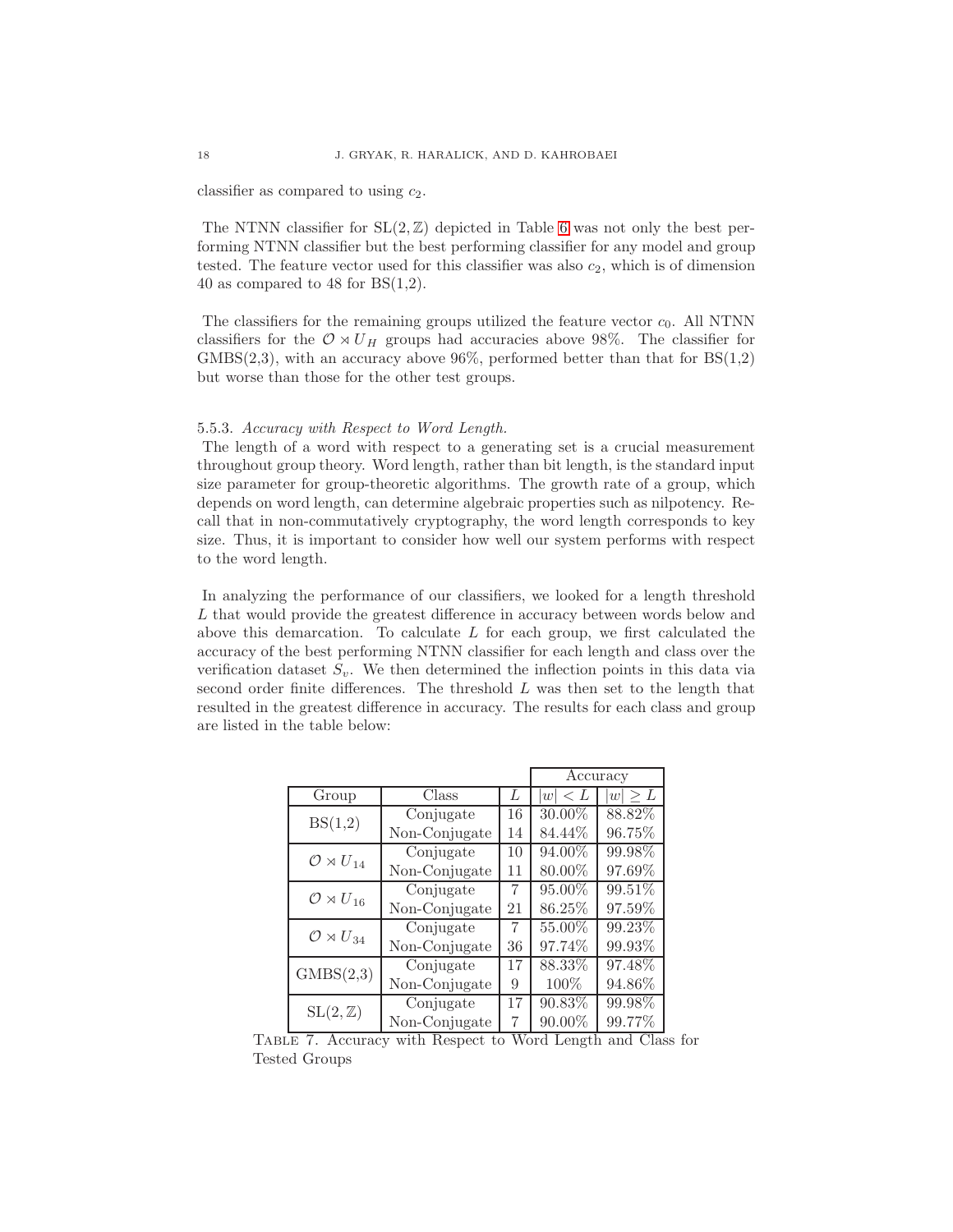classifier as compared to using $c_2$.

The NTNN classifier for $\mathrm{SL}(2,\mathbb{Z})$ depicted in Table 6 was not only the best performing NTNN classifier but the best performing classifier for any model and group tested. The feature vector used for this classifier was also $c_2$, which is of dimension 40 as compared to 48 for BS(1,2).

The classifiers for the remaining groups utilized the feature vector $c_0$. All NTNN classifiers for the $\mathcal{O} \rtimes U_H$ groups had accuracies above 98%. The classifier for GMBS(2,3), with an accuracy above 96%, performed better than that for BS(1,2) but worse than those for the other test groups.

### 5.5.3. *Accuracy with Respect to Word Length.*

The length of a word with respect to a generating set is a crucial measurement throughout group theory. Word length, rather than bit length, is the standard input size parameter for group-theoretic algorithms. The growth rate of a group, which depends on word length, can determine algebraic properties such as nilpotency. Recall that in non-commutatively cryptography, the word length corresponds to key size. Thus, it is important to consider how well our system performs with respect to the word length.

In analyzing the performance of our classifiers, we looked for a length threshold $L$ that would provide the greatest difference in accuracy between words below and above this demarcation. To calculate $L$ for each group, we first calculated the accuracy of the best performing NTNN classifier for each length and class over the verification dataset $S_v$. We then determined the inflection points in this data via second order finite differences. The threshold $L$ was then set to the length that resulted in the greatest difference in accuracy. The results for each class and group are listed in the table below:

| | | | Accuracy | |
|---|---|---|---|---|
| Group | Class | $L$ | $\lvert w\rvert < L$ | $\lvert w\rvert \geq L$ |
| BS(1,2) | Conjugate | 16 | 30.00% | 88.82% |
| | Non-Conjugate | 14 | 84.44% | 96.75% |
| $\mathcal{O} \rtimes U_{14}$ | Conjugate | 10 | 94.00% | 99.98% |
| | Non-Conjugate | 11 | 80.00% | 97.69% |
| $\mathcal{O} \rtimes U_{16}$ | Conjugate | 7 | 95.00% | 99.51% |
| | Non-Conjugate | 21 | 86.25% | 97.59% |
| $\mathcal{O} \rtimes U_{34}$ | Conjugate | 7 | 55.00% | 99.23% |
| | Non-Conjugate | 36 | 97.74% | 99.93% |
| GMBS(2,3) | Conjugate | 17 | 88.33% | 97.48% |
| | Non-Conjugate | 9 | 100% | 94.86% |
| $\mathrm{SL}(2,\mathbb{Z})$ | Conjugate | 17 | 90.83% | 99.98% |
| | Non-Conjugate | 7 | 90.00% | 99.77% |

Table 7. Accuracy with Respect to Word Length and Class for Tested Groups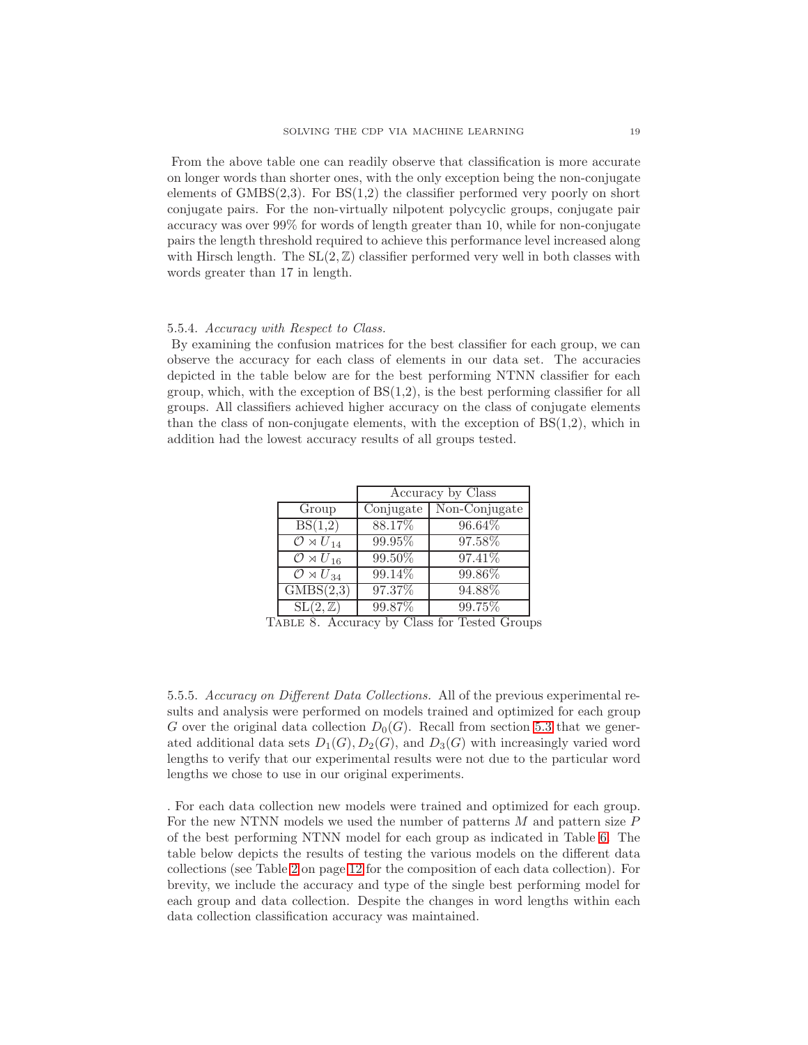From the above table one can readily observe that classification is more accurate on longer words than shorter ones, with the only exception being the non-conjugate elements of GMBS(2,3). For BS(1,2) the classifier performed very poorly on short conjugate pairs. For the non-virtually nilpotent polycyclic groups, conjugate pair accuracy was over 99% for words of length greater than 10, while for non-conjugate pairs the length threshold required to achieve this performance level increased along with Hirsch length. The $\mathrm{SL}(2,\mathbb{Z})$ classifier performed very well in both classes with words greater than 17 in length.

### 5.5.4. *Accuracy with Respect to Class.*

By examining the confusion matrices for the best classifier for each group, we can observe the accuracy for each class of elements in our data set. The accuracies depicted in the table below are for the best performing NTNN classifier for each group, which, with the exception of BS(1,2), is the best performing classifier for all groups. All classifiers achieved higher accuracy on the class of conjugate elements than the class of non-conjugate elements, with the exception of BS(1,2), which in addition had the lowest accuracy results of all groups tested.

| | Accuracy by Class | |
|---|---|---|
| Group | Conjugate | Non-Conjugate |
| BS(1,2) | 88.17% | 96.64% |
| $\mathcal{O} \rtimes U_{14}$ | 99.95% | 97.58% |
| $\mathcal{O} \rtimes U_{16}$ | 99.50% | 97.41% |
| $\mathcal{O} \rtimes U_{34}$ | 99.14% | 99.86% |
| GMBS(2,3) | 97.37% | 94.88% |
| $\mathrm{SL}(2,\mathbb{Z})$ | 99.87% | 99.75% |

Table 8. Accuracy by Class for Tested Groups

### 5.5.5. *Accuracy on Different Data Collections.*

All of the previous experimental results and analysis were performed on models trained and optimized for each group $G$ over the original data collection $D_0(G)$. Recall from section 5.3 that we generated additional data sets $D_1(G), D_2(G)$, and $D_3(G)$ with increasingly varied word lengths to verify that our experimental results were not due to the particular word lengths we chose to use in our original experiments.

. For each data collection new models were trained and optimized for each group. For the new NTNN models we used the number of patterns $M$ and pattern size $P$ of the best performing NTNN model for each group as indicated in Table 6. The table below depicts the results of testing the various models on the different data collections (see Table 2 on page 12 for the composition of each data collection). For brevity, we include the accuracy and type of the single best performing model for each group and data collection. Despite the changes in word lengths within each data collection classification accuracy was maintained.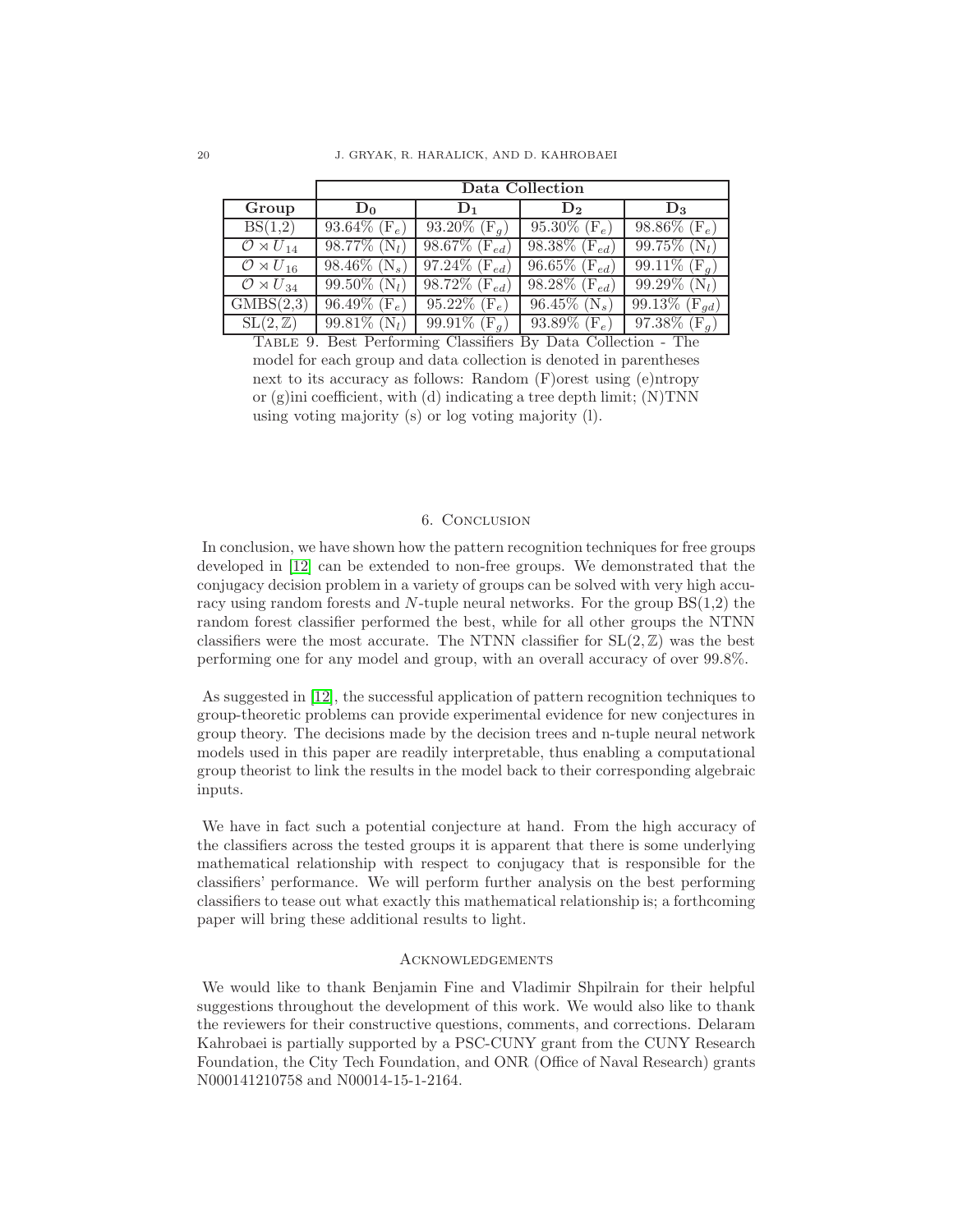| | **Data Collection** | | | |
|---|---|---|---|---|
| **Group** | $\mathbf{D_0}$ | $\mathbf{D_1}$ | $\mathbf{D_2}$ | $\mathbf{D_3}$ |
| BS(1,2) | 93.64% ($F_e$) | 93.20% ($F_g$) | 95.30% ($F_e$) | 98.86% ($F_e$) |
| $\mathcal{O} \rtimes U_{14}$ | 98.77% ($N_l$) | 98.67% ($F_{ed}$) | 98.38% ($F_{ed}$) | 99.75% ($N_l$) |
| $\mathcal{O} \rtimes U_{16}$ | 98.46% ($N_s$) | 97.24% ($F_{ed}$) | 96.65% ($F_{ed}$) | 99.11% ($F_g$) |
| $\mathcal{O} \rtimes U_{34}$ | 99.50% ($N_l$) | 98.72% ($F_{ed}$) | 98.28% ($F_{ed}$) | 99.29% ($N_l$) |
| GMBS(2,3) | 96.49% ($F_e$) | 95.22% ($F_e$) | 96.45% ($N_s$) | 99.13% ($F_{gd}$) |
| $\mathrm{SL}(2, \mathbb{Z})$ | 99.81% ($N_l$) | 99.91% ($F_g$) | 93.89% ($F_e$) | 97.38% ($F_g$) |

Table 9. Best Performing Classifiers By Data Collection - The model for each group and data collection is denoted in parentheses next to its accuracy as follows: Random (F)orest using (e)ntropy or (g)ini coefficient, with (d) indicating a tree depth limit; (N)TNN using voting majority (s) or log voting majority (l).

## 6. Conclusion

In conclusion, we have shown how the pattern recognition techniques for free groups developed in [12] can be extended to non-free groups. We demonstrated that the conjugacy decision problem in a variety of groups can be solved with very high accuracy using random forests and $N$-tuple neural networks. For the group BS(1,2) the random forest classifier performed the best, while for all other groups the NTNN classifiers were the most accurate. The NTNN classifier for $\mathrm{SL}(2, \mathbb{Z})$ was the best performing one for any model and group, with an overall accuracy of over 99.8%.

As suggested in [12], the successful application of pattern recognition techniques to group-theoretic problems can provide experimental evidence for new conjectures in group theory. The decisions made by the decision trees and n-tuple neural network models used in this paper are readily interpretable, thus enabling a computational group theorist to link the results in the model back to their corresponding algebraic inputs.

We have in fact such a potential conjecture at hand. From the high accuracy of the classifiers across the tested groups it is apparent that there is some underlying mathematical relationship with respect to conjugacy that is responsible for the classifiers' performance. We will perform further analysis on the best performing classifiers to tease out what exactly this mathematical relationship is; a forthcoming paper will bring these additional results to light.

## Acknowledgements

We would like to thank Benjamin Fine and Vladimir Shpilrain for their helpful suggestions throughout the development of this work. We would also like to thank the reviewers for their constructive questions, comments, and corrections. Delaram Kahrobaei is partially supported by a PSC-CUNY grant from the CUNY Research Foundation, the City Tech Foundation, and ONR (Office of Naval Research) grants N000141210758 and N00014-15-1-2164.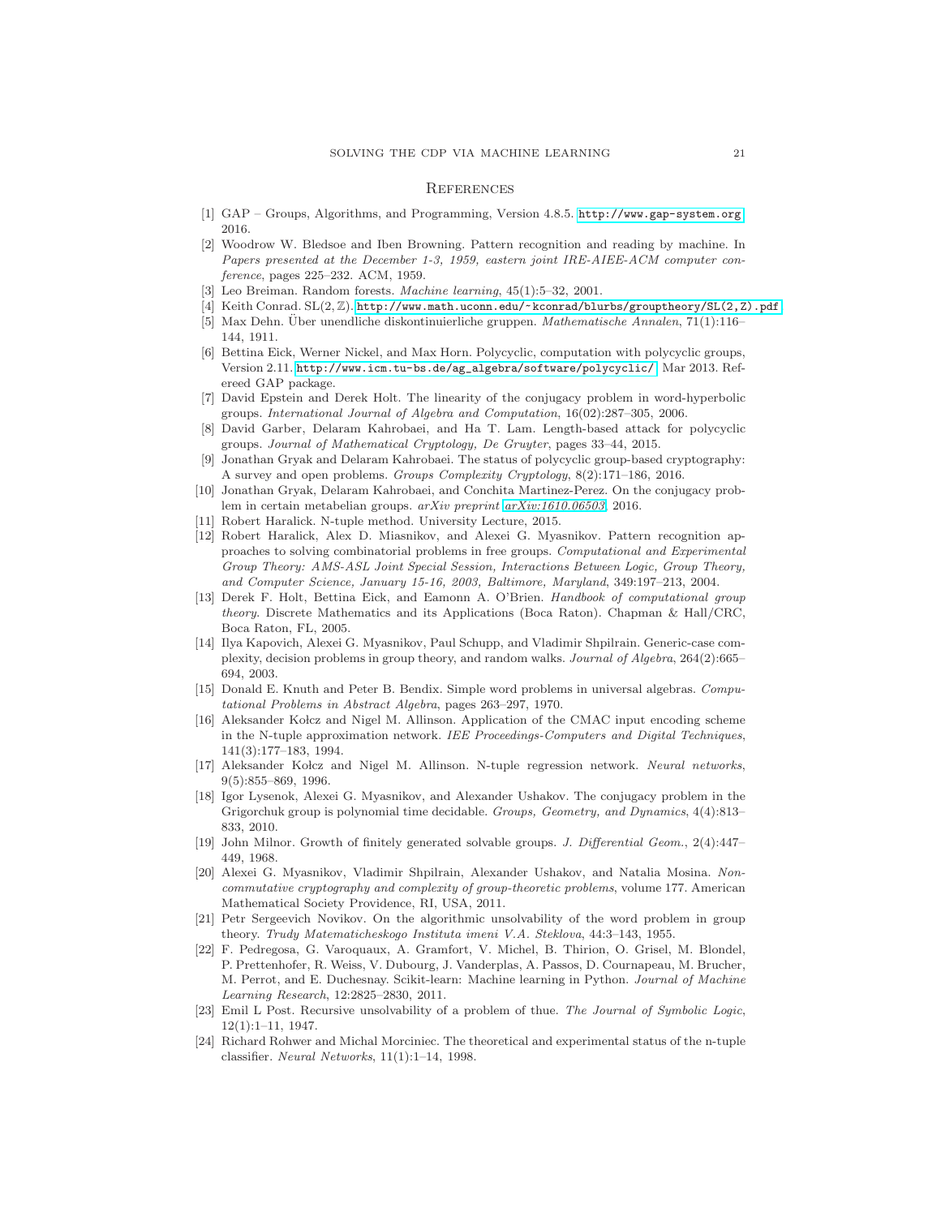## References

[1] GAP – Groups, Algorithms, and Programming, Version 4.8.5. http://www.gap-system.org, 2016.

[2] Woodrow W. Bledsoe and Iben Browning. Pattern recognition and reading by machine. In *Papers presented at the December 1-3, 1959, eastern joint IRE-AIEE-ACM computer conference*, pages 225–232. ACM, 1959.

[3] Leo Breiman. Random forests. *Machine learning*, 45(1):5–32, 2001.

[4] Keith Conrad. $\mathrm{SL}(2,\mathbb{Z})$. http://www.math.uconn.edu/~kconrad/blurbs/grouptheory/SL(2,Z).pdf.

[5] Max Dehn. Über unendliche diskontinuierliche gruppen. *Mathematische Annalen*, 71(1):116–144, 1911.

[6] Bettina Eick, Werner Nickel, and Max Horn. Polycyclic, computation with polycyclic groups, Version 2.11. http://www.icm.tu-bs.de/ag_algebra/software/polycyclic/, Mar 2013. Refereed GAP package.

[7] David Epstein and Derek Holt. The linearity of the conjugacy problem in word-hyperbolic groups. *International Journal of Algebra and Computation*, 16(02):287–305, 2006.

[8] David Garber, Delaram Kahrobaei, and Ha T. Lam. Length-based attack for polycyclic groups. *Journal of Mathematical Cryptology, De Gruyter*, pages 33–44, 2015.

[9] Jonathan Gryak and Delaram Kahrobaei. The status of polycyclic group-based cryptography: A survey and open problems. *Groups Complexity Cryptology*, 8(2):171–186, 2016.

[10] Jonathan Gryak, Delaram Kahrobaei, and Conchita Martinez-Perez. On the conjugacy problem in certain metabelian groups. *arXiv preprint arXiv:1610.06503*, 2016.

[11] Robert Haralick. N-tuple method. University Lecture, 2015.

[12] Robert Haralick, Alex D. Miasnikov, and Alexei G. Myasnikov. Pattern recognition approaches to solving combinatorial problems in free groups. *Computational and Experimental Group Theory: AMS-ASL Joint Special Session, Interactions Between Logic, Group Theory, and Computer Science, January 15-16, 2003, Baltimore, Maryland*, 349:197–213, 2004.

[13] Derek F. Holt, Bettina Eick, and Eamonn A. O'Brien. *Handbook of computational group theory*. Discrete Mathematics and its Applications (Boca Raton). Chapman & Hall/CRC, Boca Raton, FL, 2005.

[14] Ilya Kapovich, Alexei G. Myasnikov, Paul Schupp, and Vladimir Shpilrain. Generic-case complexity, decision problems in group theory, and random walks. *Journal of Algebra*, 264(2):665–694, 2003.

[15] Donald E. Knuth and Peter B. Bendix. Simple word problems in universal algebras. *Computational Problems in Abstract Algebra*, pages 263–297, 1970.

[16] Aleksander Kołcz and Nigel M. Allinson. Application of the CMAC input encoding scheme in the N-tuple approximation network. *IEE Proceedings-Computers and Digital Techniques*, 141(3):177–183, 1994.

[17] Aleksander Kołcz and Nigel M. Allinson. N-tuple regression network. *Neural networks*, 9(5):855–869, 1996.

[18] Igor Lysenok, Alexei G. Myasnikov, and Alexander Ushakov. The conjugacy problem in the Grigorchuk group is polynomial time decidable. *Groups, Geometry, and Dynamics*, 4(4):813–833, 2010.

[19] John Milnor. Growth of finitely generated solvable groups. *J. Differential Geom.*, 2(4):447–449, 1968.

[20] Alexei G. Myasnikov, Vladimir Shpilrain, Alexander Ushakov, and Natalia Mosina. *Non-commutative cryptography and complexity of group-theoretic problems*, volume 177. American Mathematical Society Providence, RI, USA, 2011.

[21] Petr Sergeevich Novikov. On the algorithmic unsolvability of the word problem in group theory. *Trudy Matematicheskogo Instituta imeni V.A. Steklova*, 44:3–143, 1955.

[22] F. Pedregosa, G. Varoquaux, A. Gramfort, V. Michel, B. Thirion, O. Grisel, M. Blondel, P. Prettenhofer, R. Weiss, V. Dubourg, J. Vanderplas, A. Passos, D. Cournapeau, M. Brucher, M. Perrot, and E. Duchesnay. Scikit-learn: Machine learning in Python. *Journal of Machine Learning Research*, 12:2825–2830, 2011.

[23] Emil L Post. Recursive unsolvability of a problem of thue. *The Journal of Symbolic Logic*, 12(1):1–11, 1947.

[24] Richard Rohwer and Michal Morciniec. The theoretical and experimental status of the n-tuple classifier. *Neural Networks*, 11(1):1–14, 1998.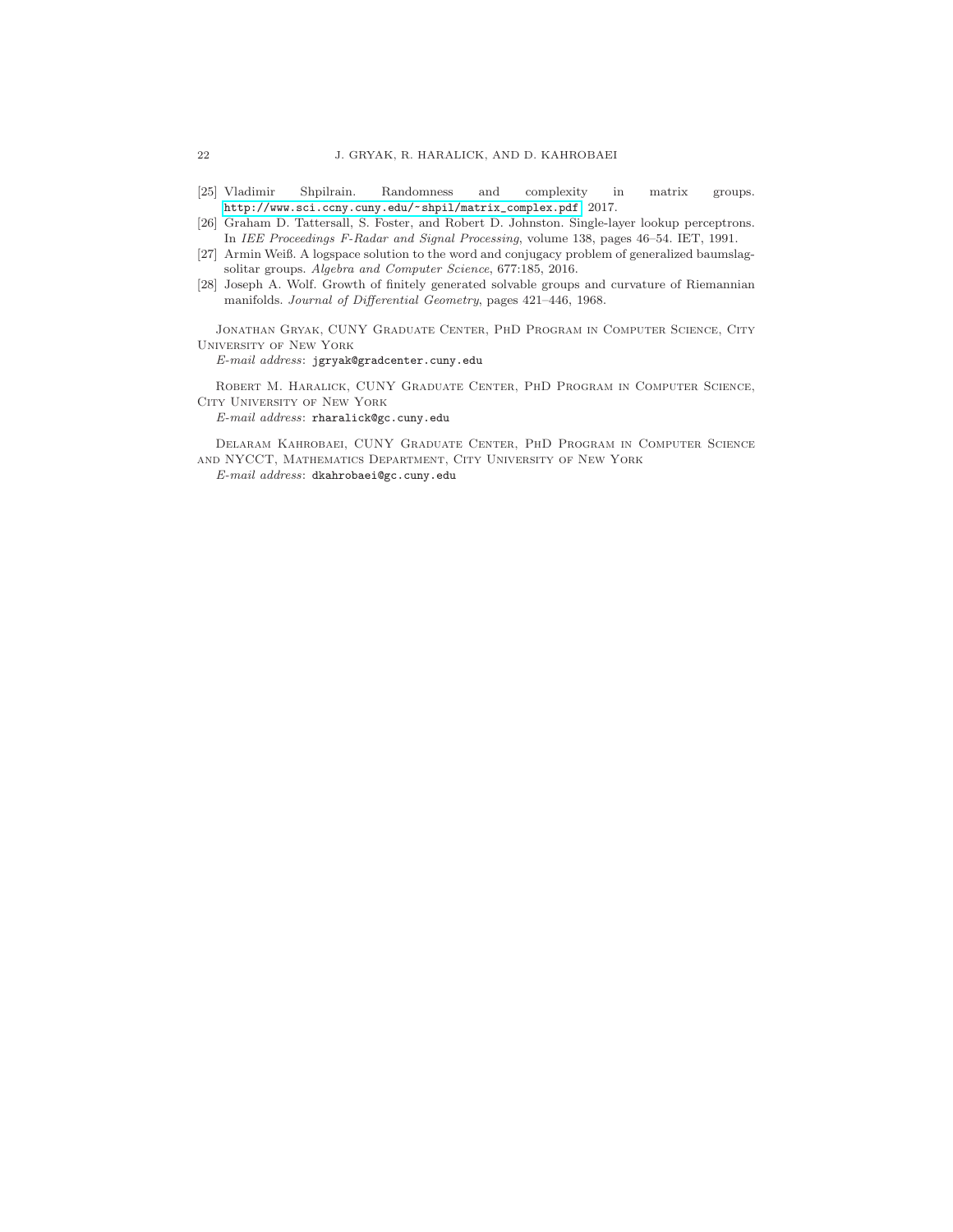[25] Vladimir Shpilrain. Randomness and complexity in matrix groups. http://www.sci.ccny.cuny.edu/~shpil/matrix_complex.pdf, 2017.

[26] Graham D. Tattersall, S. Foster, and Robert D. Johnston. Single-layer lookup perceptrons. In *IEE Proceedings F-Radar and Signal Processing*, volume 138, pages 46–54. IET, 1991.

[27] Armin Weiß. A logspace solution to the word and conjugacy problem of generalized baumslag-solitar groups. *Algebra and Computer Science*, 677:185, 2016.

[28] Joseph A. Wolf. Growth of finitely generated solvable groups and curvature of Riemannian manifolds. *Journal of Differential Geometry*, pages 421–446, 1968.

Jonathan Gryak, CUNY Graduate Center, PhD Program in Computer Science, City University of New York

*E-mail address*: jgryak@gradcenter.cuny.edu

Robert M. Haralick, CUNY Graduate Center, PhD Program in Computer Science, City University of New York

*E-mail address*: rharalick@gc.cuny.edu

Delaram Kahrobaei, CUNY Graduate Center, PhD Program in Computer Science and NYCCT, Mathematics Department, City University of New York

*E-mail address*: dkahrobaei@gc.cuny.edu